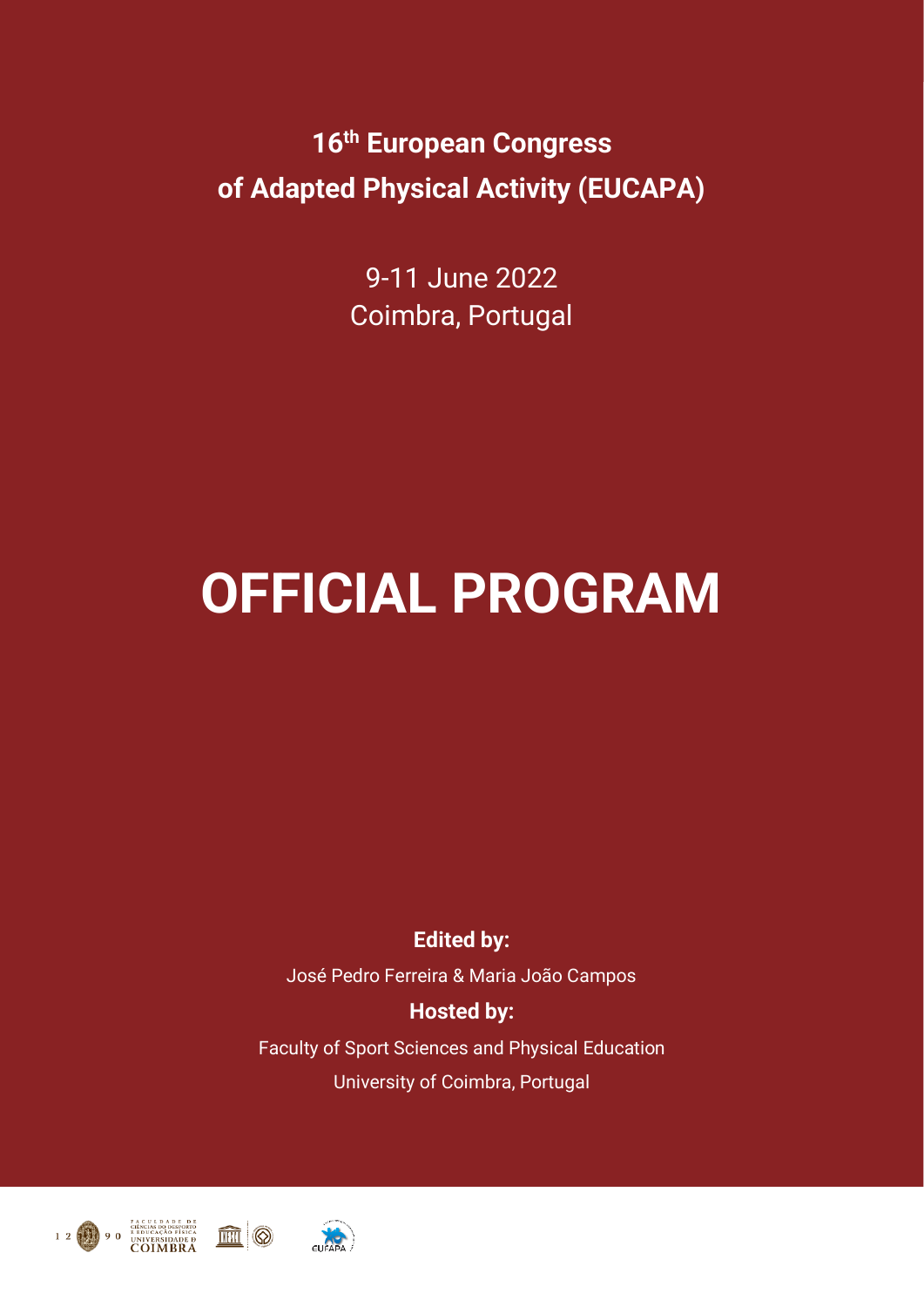**16th European Congress of Adapted Physical Activity (EUCAPA)**

9-11 June 2022
Coimbra, Portugal

# OFFICIAL PROGRAM

**Edited by:**

José Pedro Ferreira & Maria João Campos

**Hosted by:**

Faculty of Sport Sciences and Physical Education
University of Coimbra, Portugal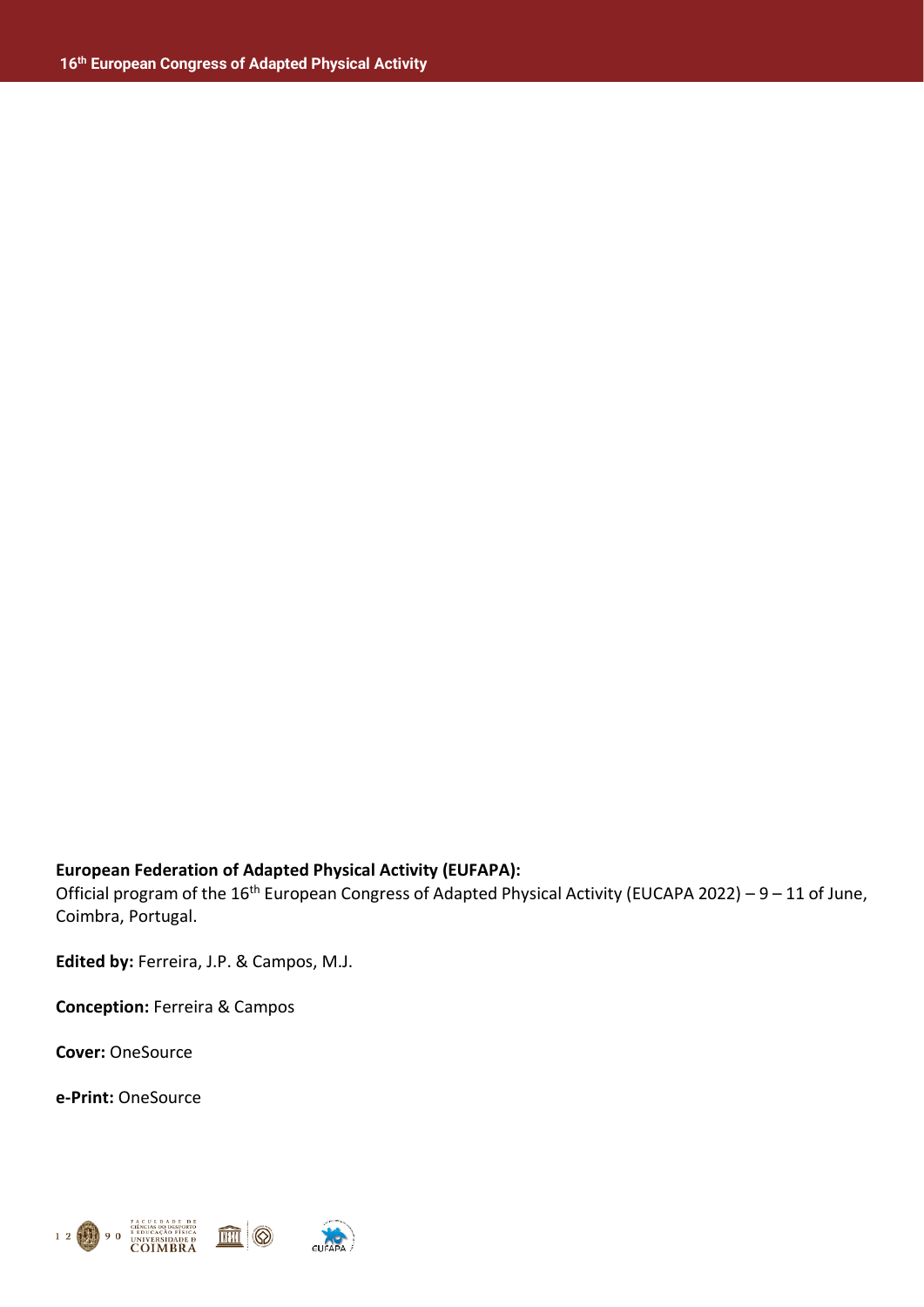**European Federation of Adapted Physical Activity (EUFAPA):**
Official program of the 16th European Congress of Adapted Physical Activity (EUCAPA 2022) – 9 – 11 of June, Coimbra, Portugal.

**Edited by:** Ferreira, J.P. & Campos, M.J.

**Conception:** Ferreira & Campos

**Cover:** OneSource

**e-Print:** OneSource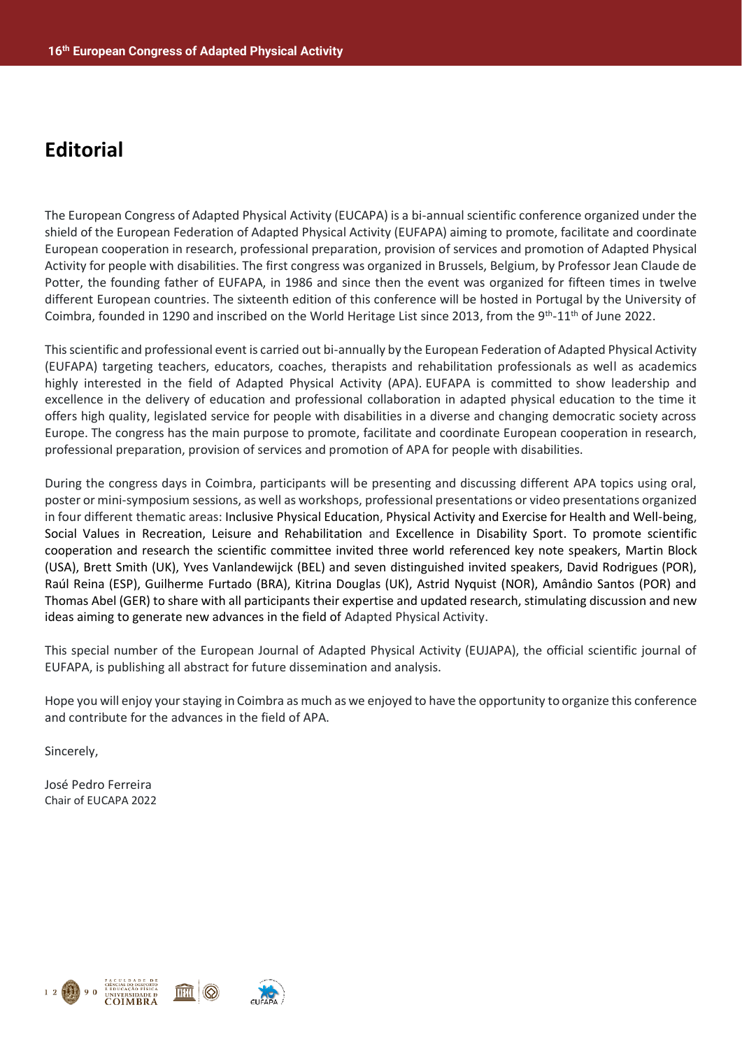# Editorial

The European Congress of Adapted Physical Activity (EUCAPA) is a bi-annual scientific conference organized under the shield of the European Federation of Adapted Physical Activity (EUFAPA) aiming to promote, facilitate and coordinate European cooperation in research, professional preparation, provision of services and promotion of Adapted Physical Activity for people with disabilities. The first congress was organized in Brussels, Belgium, by Professor Jean Claude de Potter, the founding father of EUFAPA, in 1986 and since then the event was organized for fifteen times in twelve different European countries. The sixteenth edition of this conference will be hosted in Portugal by the University of Coimbra, founded in 1290 and inscribed on the World Heritage List since 2013, from the 9th-11th of June 2022.

This scientific and professional event is carried out bi-annually by the European Federation of Adapted Physical Activity (EUFAPA) targeting teachers, educators, coaches, therapists and rehabilitation professionals as well as academics highly interested in the field of Adapted Physical Activity (APA). EUFAPA is committed to show leadership and excellence in the delivery of education and professional collaboration in adapted physical education to the time it offers high quality, legislated service for people with disabilities in a diverse and changing democratic society across Europe. The congress has the main purpose to promote, facilitate and coordinate European cooperation in research, professional preparation, provision of services and promotion of APA for people with disabilities.

During the congress days in Coimbra, participants will be presenting and discussing different APA topics using oral, poster or mini-symposium sessions, as well as workshops, professional presentations or video presentations organized in four different thematic areas: Inclusive Physical Education, Physical Activity and Exercise for Health and Well-being, Social Values in Recreation, Leisure and Rehabilitation and Excellence in Disability Sport. To promote scientific cooperation and research the scientific committee invited three world referenced key note speakers, Martin Block (USA), Brett Smith (UK), Yves Vanlandewijck (BEL) and seven distinguished invited speakers, David Rodrigues (POR), Raúl Reina (ESP), Guilherme Furtado (BRA), Kitrina Douglas (UK), Astrid Nyquist (NOR), Amândio Santos (POR) and Thomas Abel (GER) to share with all participants their expertise and updated research, stimulating discussion and new ideas aiming to generate new advances in the field of Adapted Physical Activity.

This special number of the European Journal of Adapted Physical Activity (EUJAPA), the official scientific journal of EUFAPA, is publishing all abstract for future dissemination and analysis.

Hope you will enjoy your staying in Coimbra as much as we enjoyed to have the opportunity to organize this conference and contribute for the advances in the field of APA.

Sincerely,

José Pedro Ferreira
Chair of EUCAPA 2022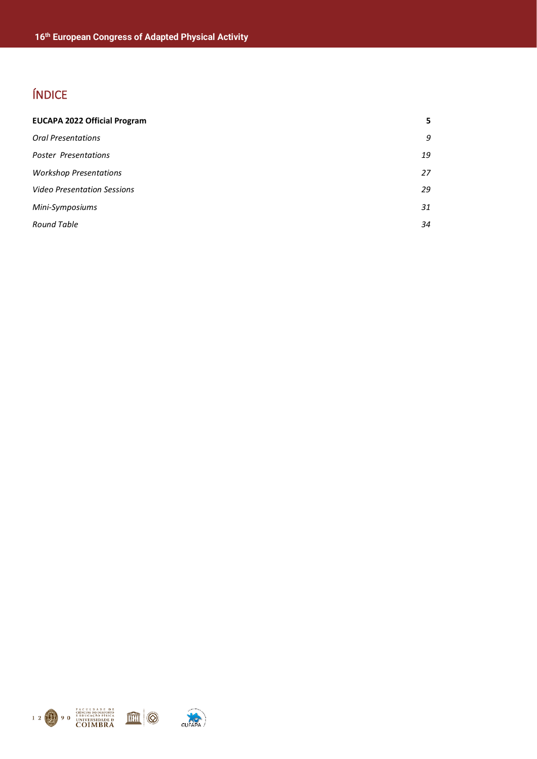# ÍNDICE

| | |
|---|---|
| **EUCAPA 2022 Official Program** | **5** |
| *Oral Presentations* | *9* |
| *Poster Presentations* | *19* |
| *Workshop Presentations* | *27* |
| *Video Presentation Sessions* | *29* |
| *Mini-Symposiums* | *31* |
| *Round Table* | *34* |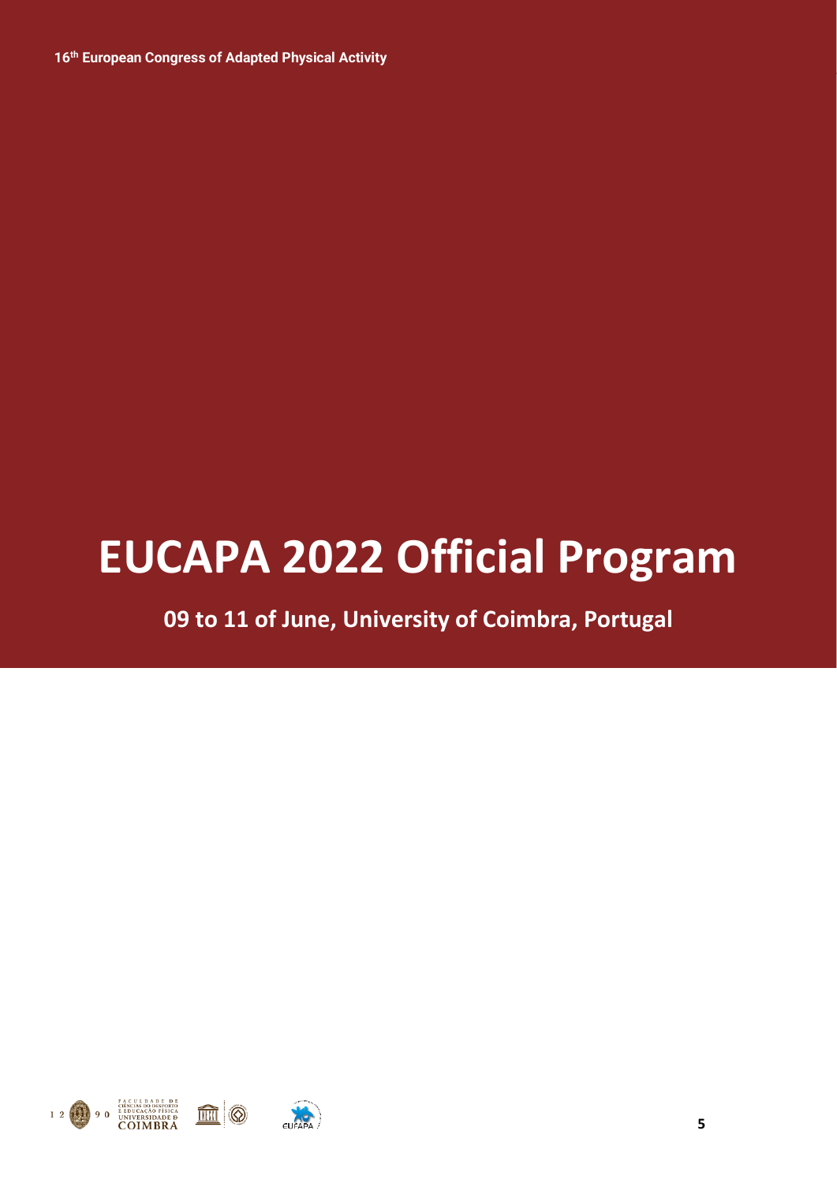# EUCAPA 2022 Official Program

**09 to 11 of June, University of Coimbra, Portugal**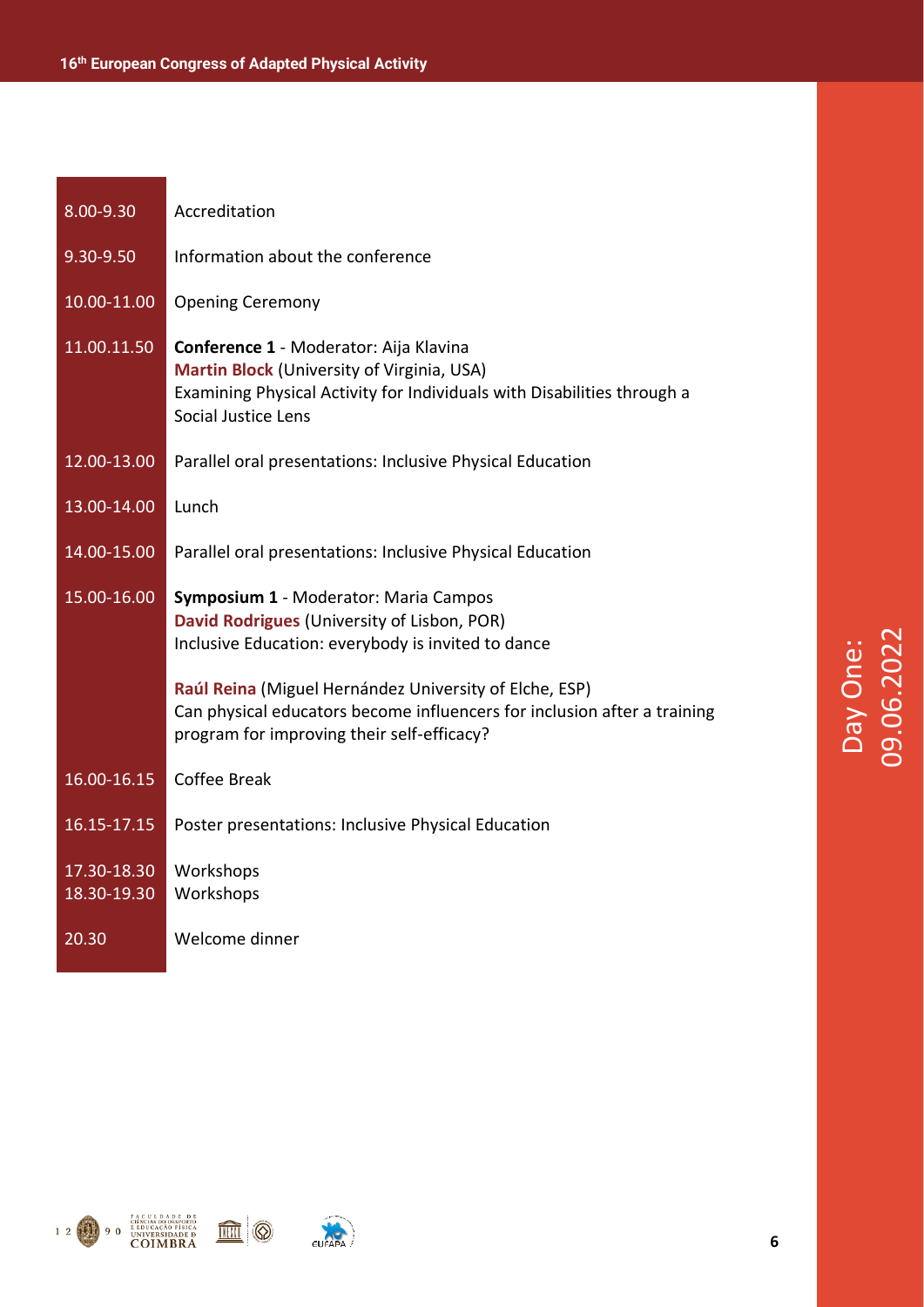## Day One: 09.06.2022

| | |
|---|---|
| 8.00-9.30 | Accreditation |
| 9.30-9.50 | Information about the conference |
| 10.00-11.00 | Opening Ceremony |
| 11.00.11.50 | **Conference 1** - Moderator: Aija Klavina<br>**Martin Block** (University of Virginia, USA)<br>Examining Physical Activity for Individuals with Disabilities through a Social Justice Lens |
| 12.00-13.00 | Parallel oral presentations: Inclusive Physical Education |
| 13.00-14.00 | Lunch |
| 14.00-15.00 | Parallel oral presentations: Inclusive Physical Education |
| 15.00-16.00 | **Symposium 1** - Moderator: Maria Campos<br>**David Rodrigues** (University of Lisbon, POR)<br>Inclusive Education: everybody is invited to dance<br><br>**Raúl Reina** (Miguel Hernández University of Elche, ESP)<br>Can physical educators become influencers for inclusion after a training program for improving their self-efficacy? |
| 16.00-16.15 | Coffee Break |
| 16.15-17.15 | Poster presentations: Inclusive Physical Education |
| 17.30-18.30<br>18.30-19.30 | Workshops<br>Workshops |
| 20.30 | Welcome dinner |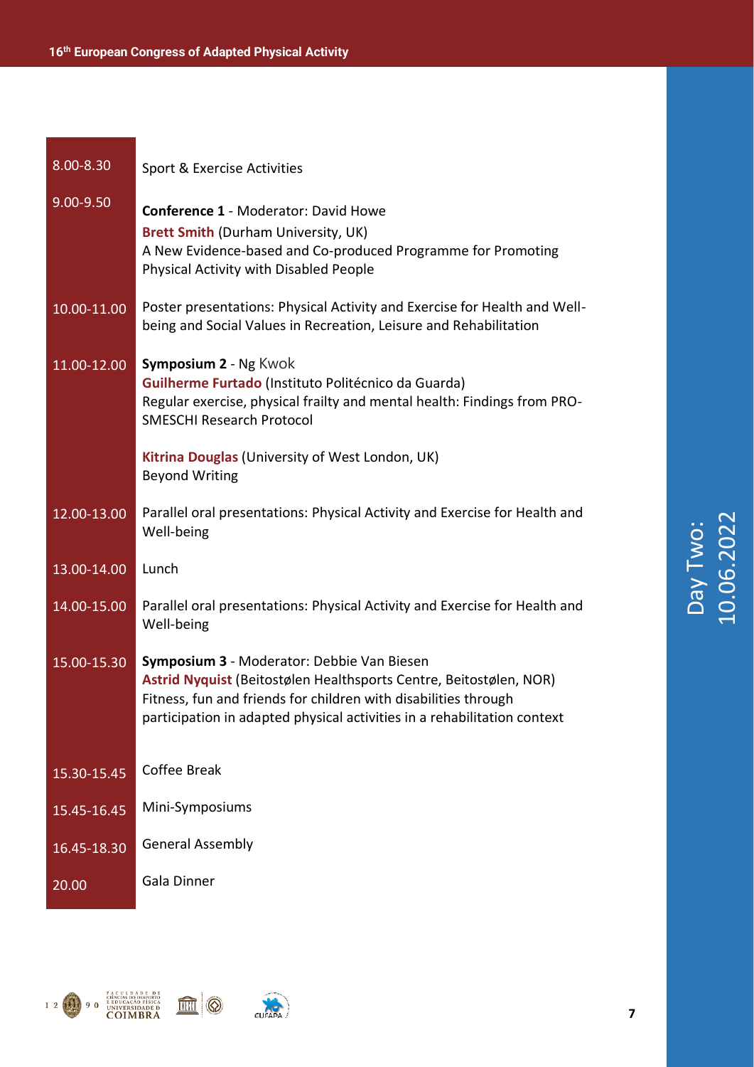## Day Two: 10.06.2022

| Time | Activity |
| --- | --- |
| 8.00-8.30 | Sport & Exercise Activities |
| 9.00-9.50 | **Conference 1** - Moderator: David Howe<br>**Brett Smith** (Durham University, UK)<br>A New Evidence-based and Co-produced Programme for Promoting Physical Activity with Disabled People |
| 10.00-11.00 | Poster presentations: Physical Activity and Exercise for Health and Well-being and Social Values in Recreation, Leisure and Rehabilitation |
| 11.00-12.00 | **Symposium 2** - Ng Kwok<br>**Guilherme Furtado** (Instituto Politécnico da Guarda)<br>Regular exercise, physical frailty and mental health: Findings from PRO-SMESCHI Research Protocol<br><br>**Kitrina Douglas** (University of West London, UK)<br>Beyond Writing |
| 12.00-13.00 | Parallel oral presentations: Physical Activity and Exercise for Health and Well-being |
| 13.00-14.00 | Lunch |
| 14.00-15.00 | Parallel oral presentations: Physical Activity and Exercise for Health and Well-being |
| 15.00-15.30 | **Symposium 3** - Moderator: Debbie Van Biesen<br>**Astrid Nyquist** (Beitostølen Healthsports Centre, Beitostølen, NOR)<br>Fitness, fun and friends for children with disabilities through participation in adapted physical activities in a rehabilitation context |
| 15.30-15.45 | Coffee Break |
| 15.45-16.45 | Mini-Symposiums |
| 16.45-18.30 | General Assembly |
| 20.00 | Gala Dinner |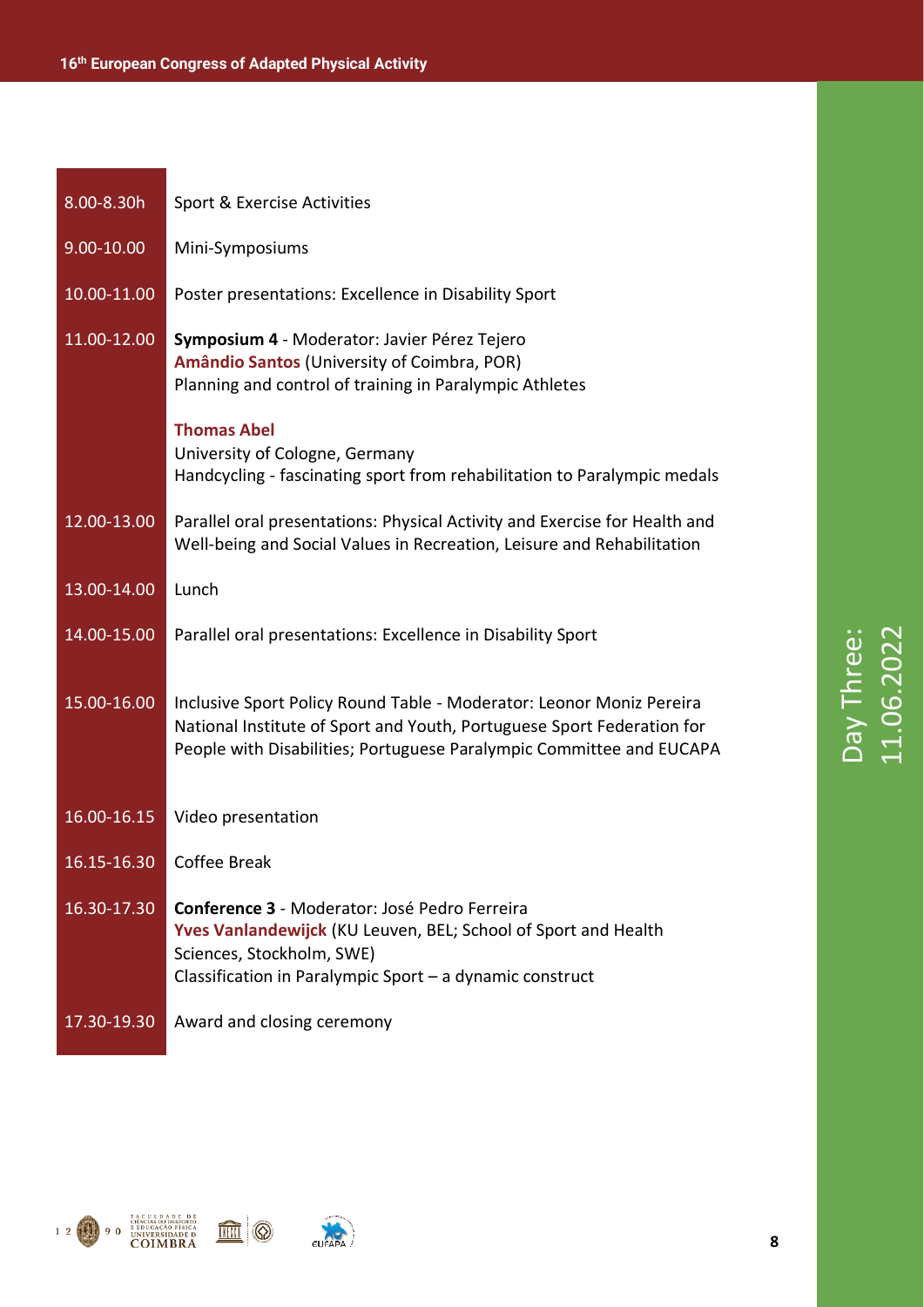## Day Three: 11.06.2022

| | |
|---|---|
| 8.00-8.30h | Sport & Exercise Activities |
| 9.00-10.00 | Mini-Symposiums |
| 10.00-11.00 | Poster presentations: Excellence in Disability Sport |
| 11.00-12.00 | **Symposium 4** - Moderator: Javier Pérez Tejero<br>**Amândio Santos** (University of Coimbra, POR)<br>Planning and control of training in Paralympic Athletes<br><br>**Thomas Abel**<br>University of Cologne, Germany<br>Handcycling - fascinating sport from rehabilitation to Paralympic medals |
| 12.00-13.00 | Parallel oral presentations: Physical Activity and Exercise for Health and Well-being and Social Values in Recreation, Leisure and Rehabilitation |
| 13.00-14.00 | Lunch |
| 14.00-15.00 | Parallel oral presentations: Excellence in Disability Sport |
| 15.00-16.00 | Inclusive Sport Policy Round Table - Moderator: Leonor Moniz Pereira<br>National Institute of Sport and Youth, Portuguese Sport Federation for People with Disabilities; Portuguese Paralympic Committee and EUCAPA |
| 16.00-16.15 | Video presentation |
| 16.15-16.30 | Coffee Break |
| 16.30-17.30 | **Conference 3** - Moderator: José Pedro Ferreira<br>**Yves Vanlandewijck** (KU Leuven, BEL; School of Sport and Health Sciences, Stockholm, SWE)<br>Classification in Paralympic Sport – a dynamic construct |
| 17.30-19.30 | Award and closing ceremony |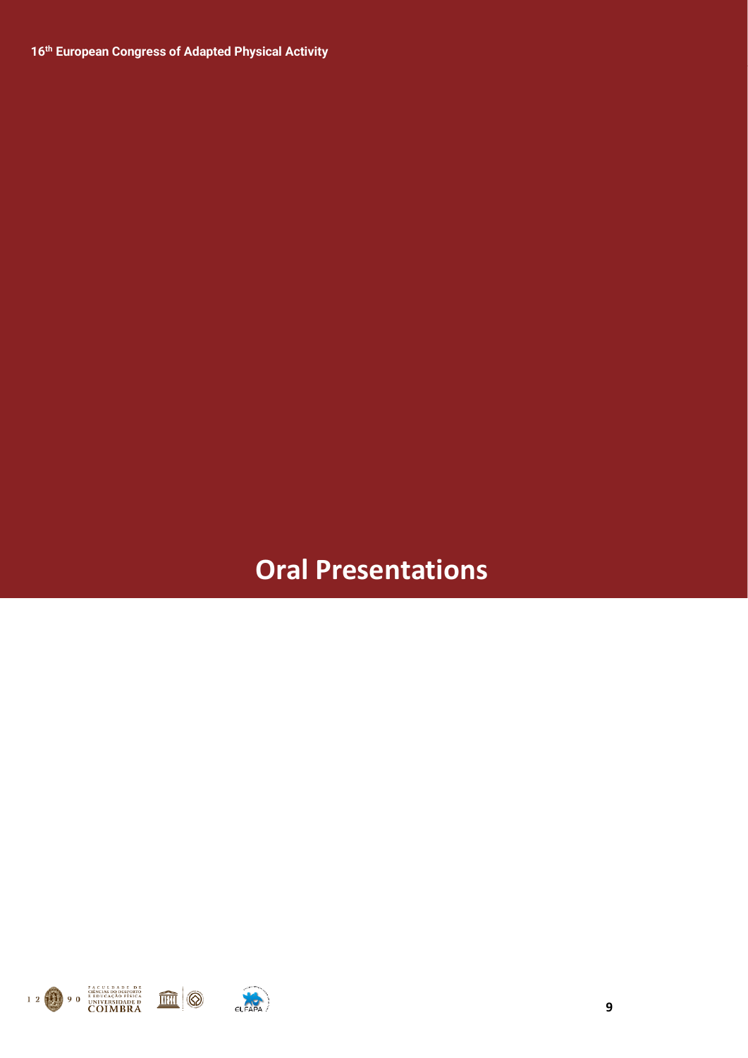# Oral Presentations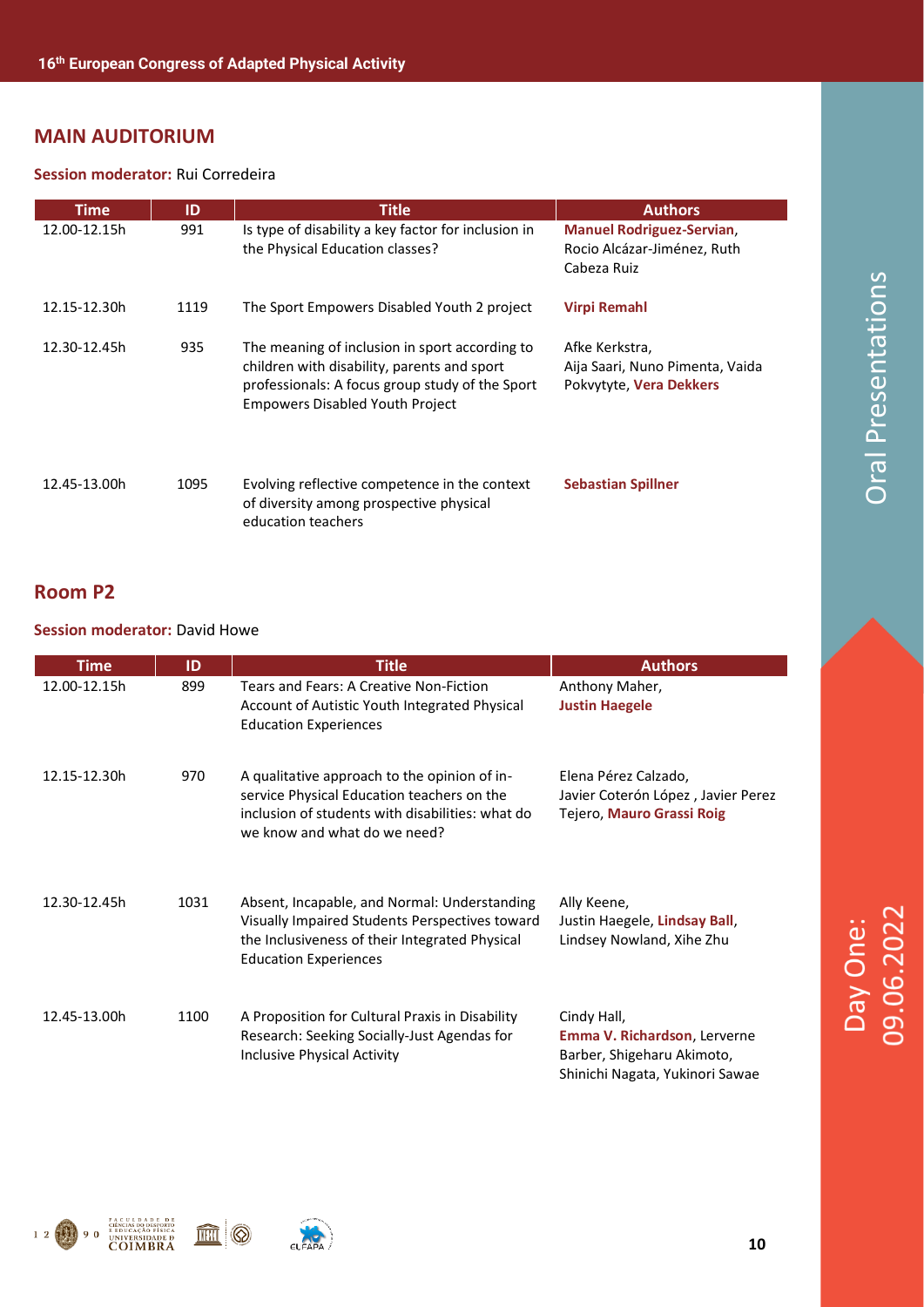## MAIN AUDITORIUM

**Session moderator:** Rui Corredeira

| Time | ID | Title | Authors |
|---|---|---|---|
| 12.00-12.15h | 991 | Is type of disability a key factor for inclusion in the Physical Education classes? | **Manuel Rodriguez-Servian**, Rocio Alcázar-Jiménez, Ruth Cabeza Ruiz |
| 12.15-12.30h | 1119 | The Sport Empowers Disabled Youth 2 project | **Virpi Remahl** |
| 12.30-12.45h | 935 | The meaning of inclusion in sport according to children with disability, parents and sport professionals: A focus group study of the Sport Empowers Disabled Youth Project | Afke Kerkstra, Aija Saari, Nuno Pimenta, Vaida Pokvytyte, **Vera Dekkers** |
| 12.45-13.00h | 1095 | Evolving reflective competence in the context of diversity among prospective physical education teachers | **Sebastian Spillner** |

## Room P2

**Session moderator:** David Howe

| Time | ID | Title | Authors |
|---|---|---|---|
| 12.00-12.15h | 899 | Tears and Fears: A Creative Non-Fiction Account of Autistic Youth Integrated Physical Education Experiences | Anthony Maher, **Justin Haegele** |
| 12.15-12.30h | 970 | A qualitative approach to the opinion of in-service Physical Education teachers on the inclusion of students with disabilities: what do we know and what do we need? | Elena Pérez Calzado, Javier Coterón López , Javier Perez Tejero, **Mauro Grassi Roig** |
| 12.30-12.45h | 1031 | Absent, Incapable, and Normal: Understanding Visually Impaired Students Perspectives toward the Inclusiveness of their Integrated Physical Education Experiences | Ally Keene, Justin Haegele, **Lindsay Ball**, Lindsey Nowland, Xihe Zhu |
| 12.45-13.00h | 1100 | A Proposition for Cultural Praxis in Disability Research: Seeking Socially-Just Agendas for Inclusive Physical Activity | Cindy Hall, **Emma V. Richardson**, Lerverne Barber, Shigeharu Akimoto, Shinichi Nagata, Yukinori Sawae |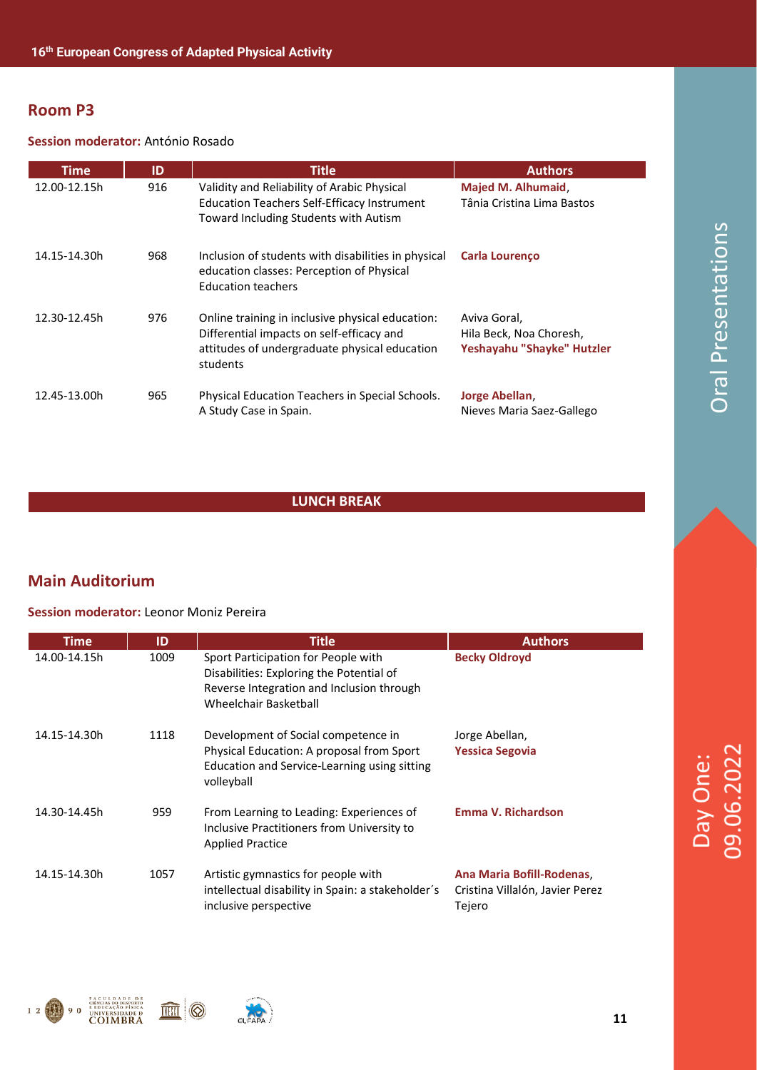## Room P3

**Session moderator:** António Rosado

| Time | ID | Title | Authors |
|---|---|---|---|
| 12.00-12.15h | 916 | Validity and Reliability of Arabic Physical Education Teachers Self-Efficacy Instrument Toward Including Students with Autism | **Majed M. Alhumaid**, Tânia Cristina Lima Bastos |
| 14.15-14.30h | 968 | Inclusion of students with disabilities in physical education classes: Perception of Physical Education teachers | **Carla Lourenço** |
| 12.30-12.45h | 976 | Online training in inclusive physical education: Differential impacts on self-efficacy and attitudes of undergraduate physical education students | Aviva Goral, Hila Beck, Noa Choresh, **Yeshayahu "Shayke" Hutzler** |
| 12.45-13.00h | 965 | Physical Education Teachers in Special Schools. A Study Case in Spain. | **Jorge Abellan**, Nieves Maria Saez-Gallego |

**LUNCH BREAK**

## Main Auditorium

**Session moderator:** Leonor Moniz Pereira

| Time | ID | Title | Authors |
|---|---|---|---|
| 14.00-14.15h | 1009 | Sport Participation for People with Disabilities: Exploring the Potential of Reverse Integration and Inclusion through Wheelchair Basketball | **Becky Oldroyd** |
| 14.15-14.30h | 1118 | Development of Social competence in Physical Education: A proposal from Sport Education and Service-Learning using sitting volleyball | Jorge Abellan, **Yessica Segovia** |
| 14.30-14.45h | 959 | From Learning to Leading: Experiences of Inclusive Practitioners from University to Applied Practice | **Emma V. Richardson** |
| 14.15-14.30h | 1057 | Artistic gymnastics for people with intellectual disability in Spain: a stakeholder´s inclusive perspective | **Ana Maria Bofill-Rodenas**, Cristina Villalón, Javier Perez Tejero |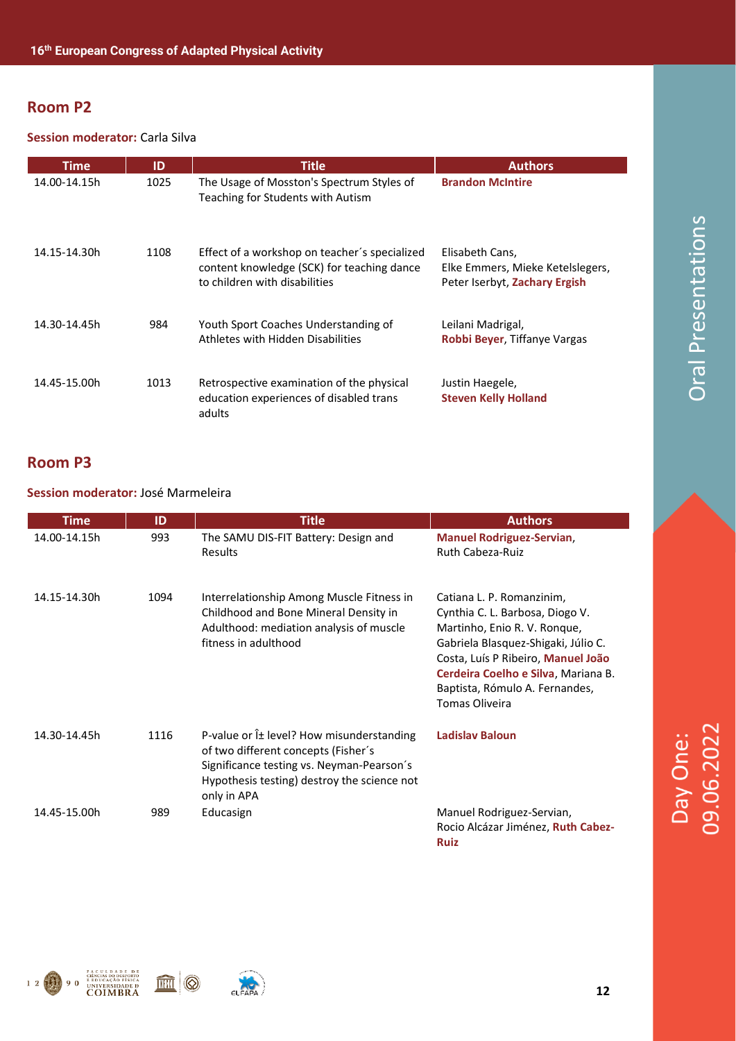## Room P2

**Session moderator:** Carla Silva

| Time | ID | Title | Authors |
| --- | --- | --- | --- |
| 14.00-14.15h | 1025 | The Usage of Mosston's Spectrum Styles of Teaching for Students with Autism | **Brandon McIntire** |
| 14.15-14.30h | 1108 | Effect of a workshop on teacher´s specialized content knowledge (SCK) for teaching dance to children with disabilities | Elisabeth Cans, Elke Emmers, Mieke Ketelslegers, Peter Iserbyt, **Zachary Ergish** |
| 14.30-14.45h | 984 | Youth Sport Coaches Understanding of Athletes with Hidden Disabilities | Leilani Madrigal, **Robbi Beyer**, Tiffanye Vargas |
| 14.45-15.00h | 1013 | Retrospective examination of the physical education experiences of disabled trans adults | Justin Haegele, **Steven Kelly Holland** |

## Room P3

**Session moderator:** José Marmeleira

| Time | ID | Title | Authors |
| --- | --- | --- | --- |
| 14.00-14.15h | 993 | The SAMU DIS-FIT Battery: Design and Results | **Manuel Rodriguez-Servian**, Ruth Cabeza-Ruiz |
| 14.15-14.30h | 1094 | Interrelationship Among Muscle Fitness in Childhood and Bone Mineral Density in Adulthood: mediation analysis of muscle fitness in adulthood | Catiana L. P. Romanzinim, Cynthia C. L. Barbosa, Diogo V. Martinho, Enio R. V. Ronque, Gabriela Blasquez-Shigaki, Júlio C. Costa, Luís P Ribeiro, **Manuel João Cerdeira Coelho e Silva**, Mariana B. Baptista, Rómulo A. Fernandes, Tomas Oliveira |
| 14.30-14.45h | 1116 | P-value or Î± level? How misunderstanding of two different concepts (Fisher´s Significance testing vs. Neyman-Pearson´s Hypothesis testing) destroy the science not only in APA | **Ladislav Baloun** |
| 14.45-15.00h | 989 | Educasign | Manuel Rodriguez-Servian, Rocio Alcázar Jiménez, **Ruth Cabez-Ruiz** |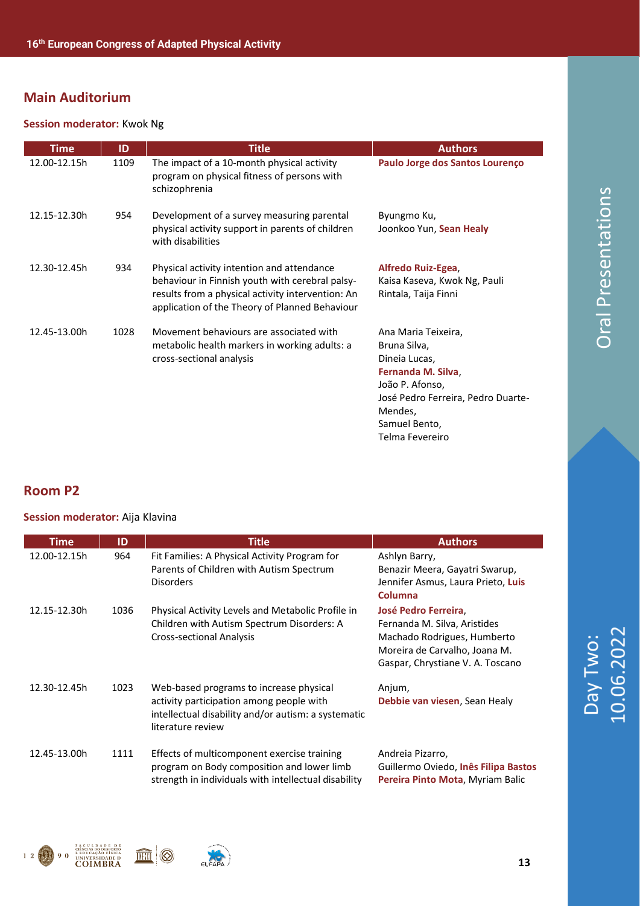## Main Auditorium

**Session moderator:** Kwok Ng

| Time | ID | Title | Authors |
|---|---|---|---|
| 12.00-12.15h | 1109 | The impact of a 10-month physical activity program on physical fitness of persons with schizophrenia | **Paulo Jorge dos Santos Lourenço** |
| 12.15-12.30h | 954 | Development of a survey measuring parental physical activity support in parents of children with disabilities | Byungmo Ku, Joonkoo Yun, **Sean Healy** |
| 12.30-12.45h | 934 | Physical activity intention and attendance behaviour in Finnish youth with cerebral palsy-results from a physical activity intervention: An application of the Theory of Planned Behaviour | **Alfredo Ruiz-Egea**, Kaisa Kaseva, Kwok Ng, Pauli Rintala, Taija Finni |
| 12.45-13.00h | 1028 | Movement behaviours are associated with metabolic health markers in working adults: a cross-sectional analysis | Ana Maria Teixeira, Bruna Silva, Dineia Lucas, **Fernanda M. Silva**, João P. Afonso, José Pedro Ferreira, Pedro Duarte-Mendes, Samuel Bento, Telma Fevereiro |

## Room P2

**Session moderator:** Aija Klavina

| Time | ID | Title | Authors |
|---|---|---|---|
| 12.00-12.15h | 964 | Fit Families: A Physical Activity Program for Parents of Children with Autism Spectrum Disorders | Ashlyn Barry, Benazir Meera, Gayatri Swarup, Jennifer Asmus, Laura Prieto, **Luis Columna** |
| 12.15-12.30h | 1036 | Physical Activity Levels and Metabolic Profile in Children with Autism Spectrum Disorders: A Cross-sectional Analysis | **José Pedro Ferreira**, Fernanda M. Silva, Aristides Machado Rodrigues, Humberto Moreira de Carvalho, Joana M. Gaspar, Chrystiane V. A. Toscano |
| 12.30-12.45h | 1023 | Web-based programs to increase physical activity participation among people with intellectual disability and/or autism: a systematic literature review | Anjum, **Debbie van viesen**, Sean Healy |
| 12.45-13.00h | 1111 | Effects of multicomponent exercise training program on Body composition and lower limb strength in individuals with intellectual disability | Andreia Pizarro, Guillermo Oviedo, **Inês Filipa Bastos Pereira Pinto Mota**, Myriam Balic |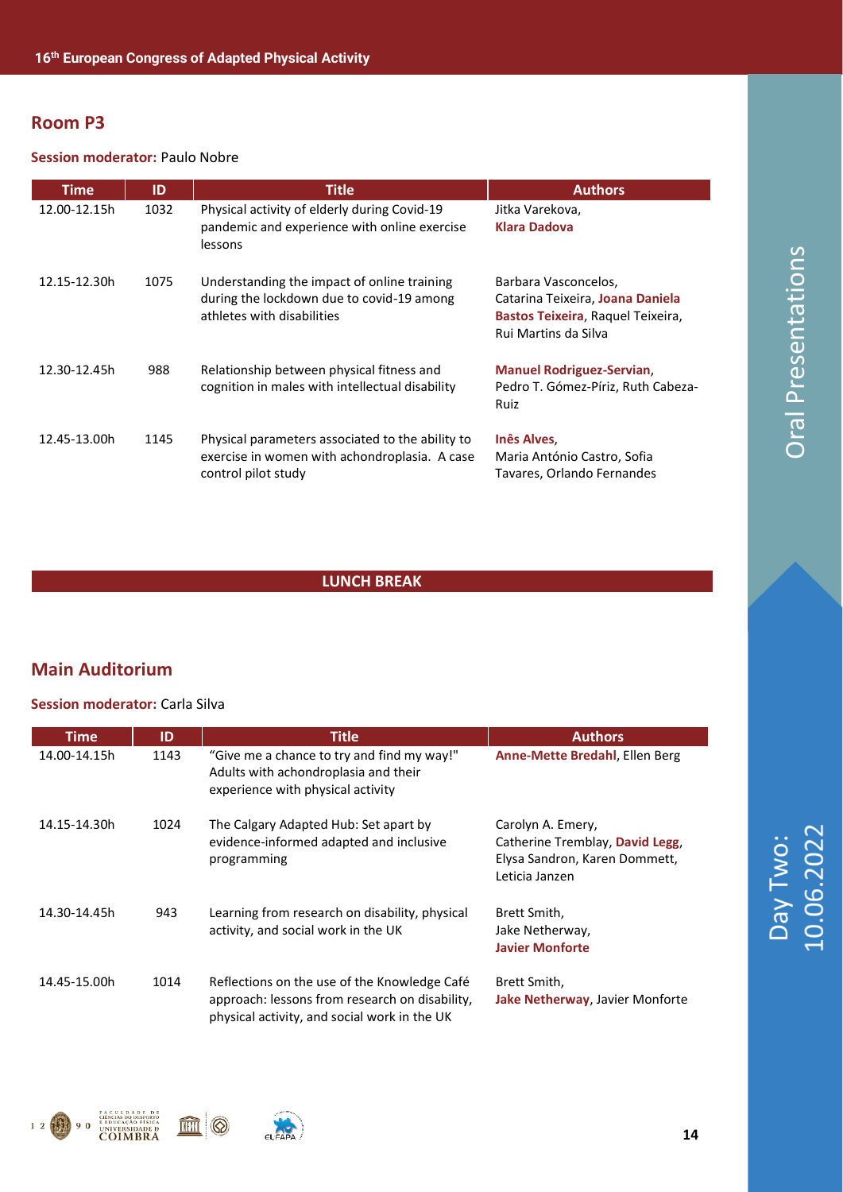## Room P3

**Session moderator:** Paulo Nobre

| Time | ID | Title | Authors |
|---|---|---|---|
| 12.00-12.15h | 1032 | Physical activity of elderly during Covid-19 pandemic and experience with online exercise lessons | Jitka Varekova, **Klara Dadova** |
| 12.15-12.30h | 1075 | Understanding the impact of online training during the lockdown due to covid-19 among athletes with disabilities | Barbara Vasconcelos, Catarina Teixeira, **Joana Daniela Bastos Teixeira**, Raquel Teixeira, Rui Martins da Silva |
| 12.30-12.45h | 988 | Relationship between physical fitness and cognition in males with intellectual disability | **Manuel Rodriguez-Servian**, Pedro T. Gómez-Píriz, Ruth Cabeza-Ruiz |
| 12.45-13.00h | 1145 | Physical parameters associated to the ability to exercise in women with achondroplasia. A case control pilot study | **Inês Alves**, Maria António Castro, Sofia Tavares, Orlando Fernandes |

**LUNCH BREAK**

## Main Auditorium

**Session moderator:** Carla Silva

| Time | ID | Title | Authors |
|---|---|---|---|
| 14.00-14.15h | 1143 | "Give me a chance to try and find my way!" Adults with achondroplasia and their experience with physical activity | **Anne-Mette Bredahl**, Ellen Berg |
| 14.15-14.30h | 1024 | The Calgary Adapted Hub: Set apart by evidence-informed adapted and inclusive programming | Carolyn A. Emery, Catherine Tremblay, **David Legg**, Elysa Sandron, Karen Dommett, Leticia Janzen |
| 14.30-14.45h | 943 | Learning from research on disability, physical activity, and social work in the UK | Brett Smith, Jake Netherway, **Javier Monforte** |
| 14.45-15.00h | 1014 | Reflections on the use of the Knowledge Café approach: lessons from research on disability, physical activity, and social work in the UK | Brett Smith, **Jake Netherway**, Javier Monforte |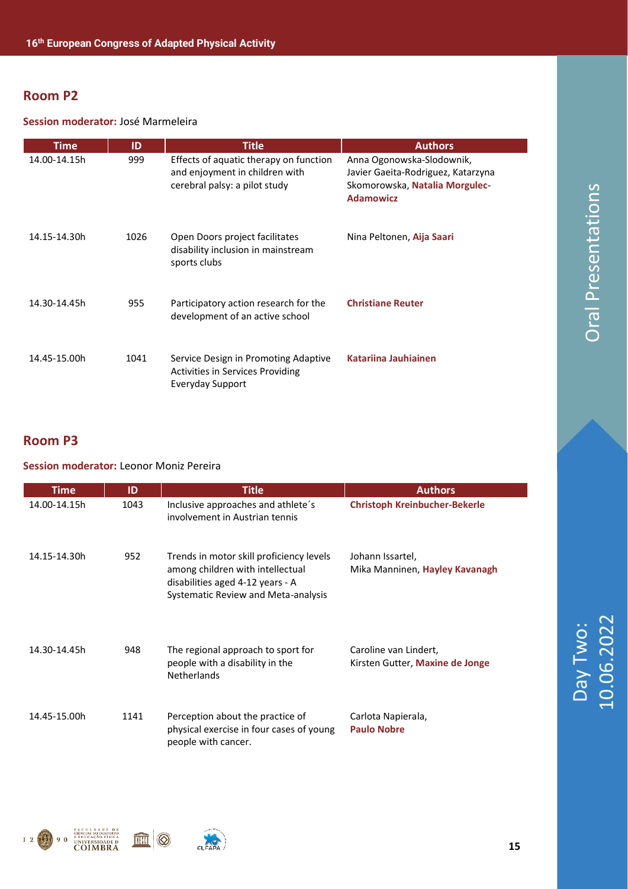## Room P2

**Session moderator:** José Marmeleira

| Time | ID | Title | Authors |
|---|---|---|---|
| 14.00-14.15h | 999 | Effects of aquatic therapy on function and enjoyment in children with cerebral palsy: a pilot study | Anna Ogonowska-Slodownik, Javier Gaeita-Rodriguez, Katarzyna Skomorowska, **Natalia Morgulec-Adamowicz** |
| 14.15-14.30h | 1026 | Open Doors project facilitates disability inclusion in mainstream sports clubs | Nina Peltonen, **Aija Saari** |
| 14.30-14.45h | 955 | Participatory action research for the development of an active school | **Christiane Reuter** |
| 14.45-15.00h | 1041 | Service Design in Promoting Adaptive Activities in Services Providing Everyday Support | **Katariina Jauhiainen** |

## Room P3

**Session moderator:** Leonor Moniz Pereira

| Time | ID | Title | Authors |
|---|---|---|---|
| 14.00-14.15h | 1043 | Inclusive approaches and athlete´s involvement in Austrian tennis | **Christoph Kreinbucher-Bekerle** |
| 14.15-14.30h | 952 | Trends in motor skill proficiency levels among children with intellectual disabilities aged 4-12 years - A Systematic Review and Meta-analysis | Johann Issartel, Mika Manninen, **Hayley Kavanagh** |
| 14.30-14.45h | 948 | The regional approach to sport for people with a disability in the Netherlands | Caroline van Lindert, Kirsten Gutter, **Maxine de Jonge** |
| 14.45-15.00h | 1141 | Perception about the practice of physical exercise in four cases of young people with cancer. | Carlota Napierala, **Paulo Nobre** |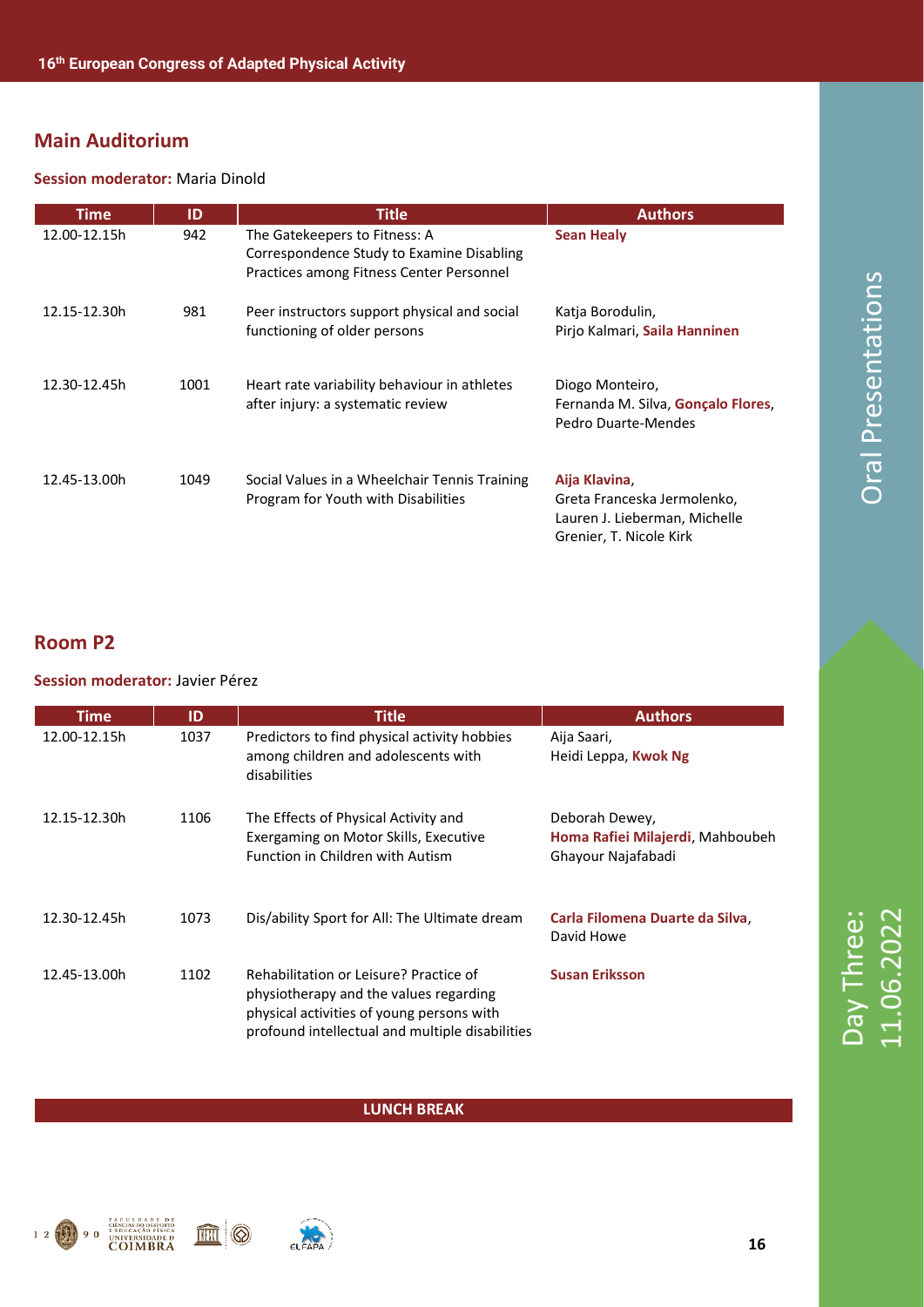## Main Auditorium

**Session moderator:** Maria Dinold

| Time | ID | Title | Authors |
|---|---|---|---|
| 12.00-12.15h | 942 | The Gatekeepers to Fitness: A Correspondence Study to Examine Disabling Practices among Fitness Center Personnel | **Sean Healy** |
| 12.15-12.30h | 981 | Peer instructors support physical and social functioning of older persons | Katja Borodulin, Pirjo Kalmari, **Saila Hanninen** |
| 12.30-12.45h | 1001 | Heart rate variability behaviour in athletes after injury: a systematic review | Diogo Monteiro, Fernanda M. Silva, **Gonçalo Flores**, Pedro Duarte-Mendes |
| 12.45-13.00h | 1049 | Social Values in a Wheelchair Tennis Training Program for Youth with Disabilities | **Aija Klavina**, Greta Franceska Jermolenko, Lauren J. Lieberman, Michelle Grenier, T. Nicole Kirk |

## Room P2

**Session moderator:** Javier Pérez

| Time | ID | Title | Authors |
|---|---|---|---|
| 12.00-12.15h | 1037 | Predictors to find physical activity hobbies among children and adolescents with disabilities | Aija Saari, Heidi Leppa, **Kwok Ng** |
| 12.15-12.30h | 1106 | The Effects of Physical Activity and Exergaming on Motor Skills, Executive Function in Children with Autism | Deborah Dewey, **Homa Rafiei Milajerdi**, Mahboubeh Ghayour Najafabadi |
| 12.30-12.45h | 1073 | Dis/ability Sport for All: The Ultimate dream | **Carla Filomena Duarte da Silva**, David Howe |
| 12.45-13.00h | 1102 | Rehabilitation or Leisure? Practice of physiotherapy and the values regarding physical activities of young persons with profound intellectual and multiple disabilities | **Susan Eriksson** |

**LUNCH BREAK**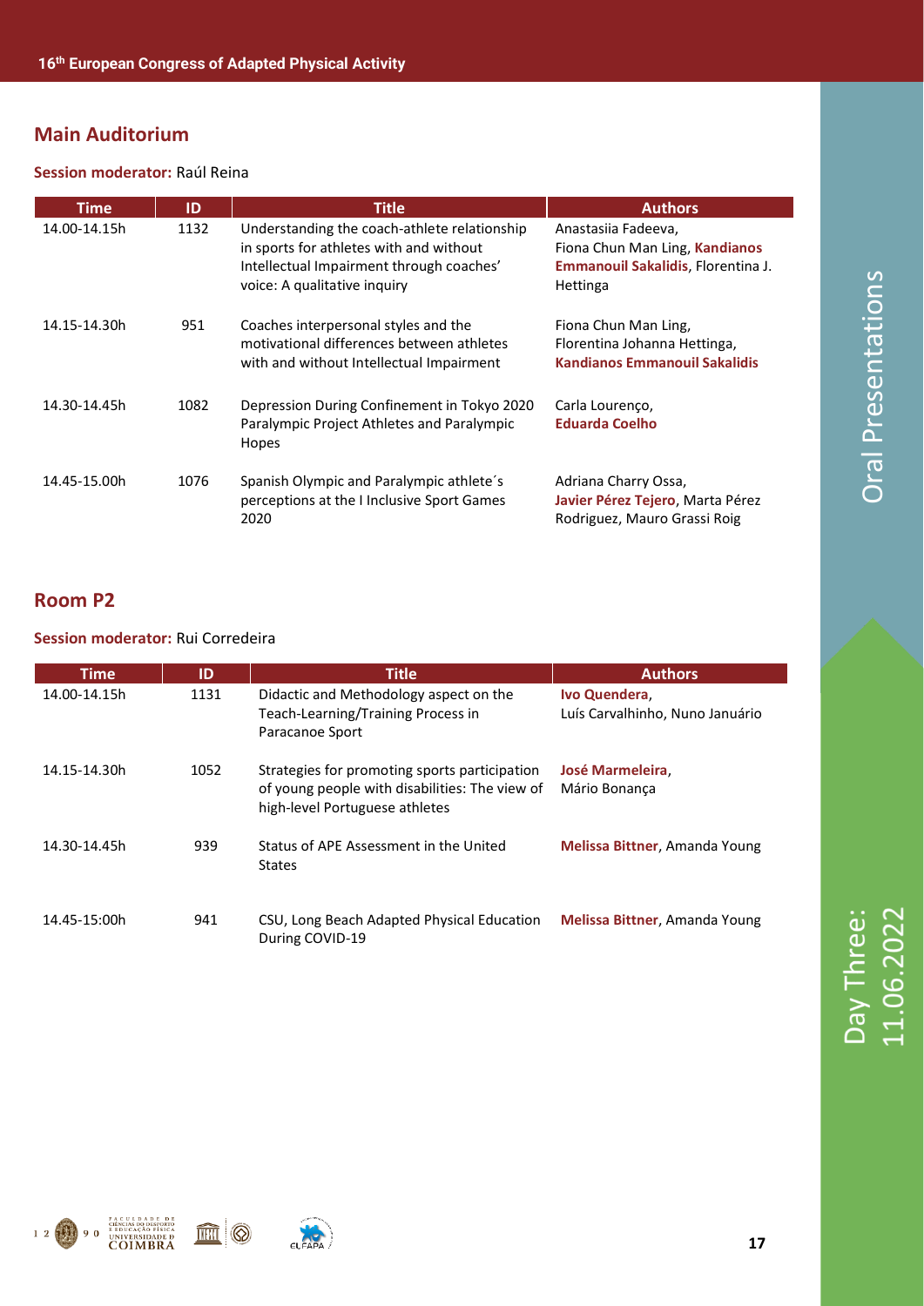## Main Auditorium

**Session moderator:** Raúl Reina

| Time | ID | Title | Authors |
|---|---|---|---|
| 14.00-14.15h | 1132 | Understanding the coach-athlete relationship in sports for athletes with and without Intellectual Impairment through coaches' voice: A qualitative inquiry | Anastasiia Fadeeva, Fiona Chun Man Ling, **Kandianos Emmanouil Sakalidis**, Florentina J. Hettinga |
| 14.15-14.30h | 951 | Coaches interpersonal styles and the motivational differences between athletes with and without Intellectual Impairment | Fiona Chun Man Ling, Florentina Johanna Hettinga, **Kandianos Emmanouil Sakalidis** |
| 14.30-14.45h | 1082 | Depression During Confinement in Tokyo 2020 Paralympic Project Athletes and Paralympic Hopes | Carla Lourenço, **Eduarda Coelho** |
| 14.45-15.00h | 1076 | Spanish Olympic and Paralympic athlete´s perceptions at the I Inclusive Sport Games 2020 | Adriana Charry Ossa, **Javier Pérez Tejero**, Marta Pérez Rodriguez, Mauro Grassi Roig |

## Room P2

**Session moderator:** Rui Corredeira

| Time | ID | Title | Authors |
|---|---|---|---|
| 14.00-14.15h | 1131 | Didactic and Methodology aspect on the Teach-Learning/Training Process in Paracanoe Sport | **Ivo Quendera**, Luís Carvalhinho, Nuno Januário |
| 14.15-14.30h | 1052 | Strategies for promoting sports participation of young people with disabilities: The view of high-level Portuguese athletes | **José Marmeleira**, Mário Bonança |
| 14.30-14.45h | 939 | Status of APE Assessment in the United States | **Melissa Bittner**, Amanda Young |
| 14.45-15:00h | 941 | CSU, Long Beach Adapted Physical Education During COVID-19 | **Melissa Bittner**, Amanda Young |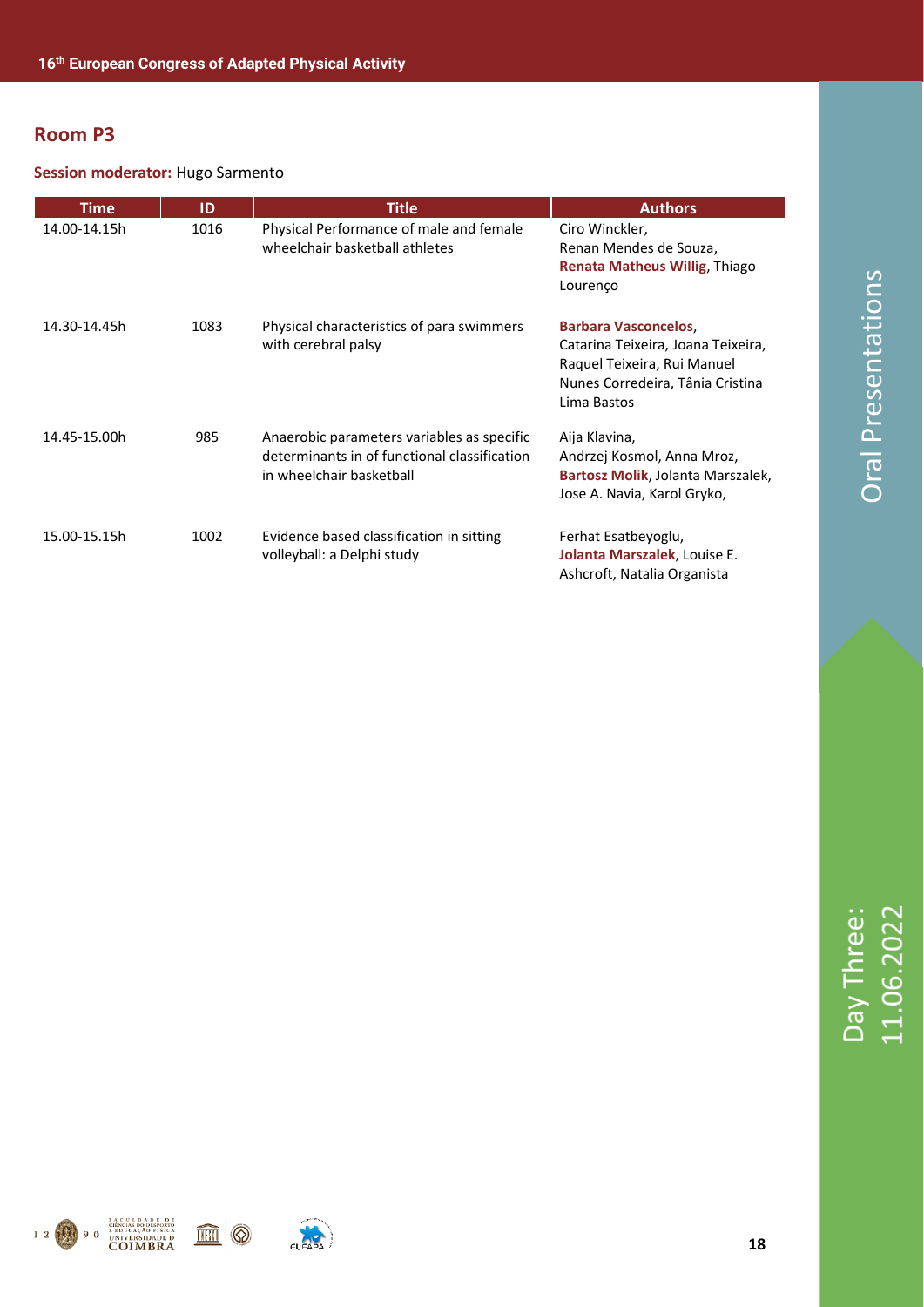## Room P3

**Session moderator:** Hugo Sarmento

| Time | ID | Title | Authors |
|---|---|---|---|
| 14.00-14.15h | 1016 | Physical Performance of male and female wheelchair basketball athletes | Ciro Winckler, Renan Mendes de Souza, **Renata Matheus Willig**, Thiago Lourenço |
| 14.30-14.45h | 1083 | Physical characteristics of para swimmers with cerebral palsy | **Barbara Vasconcelos**, Catarina Teixeira, Joana Teixeira, Raquel Teixeira, Rui Manuel Nunes Corredeira, Tânia Cristina Lima Bastos |
| 14.45-15.00h | 985 | Anaerobic parameters variables as specific determinants in of functional classification in wheelchair basketball | Aija Klavina, Andrzej Kosmol, Anna Mroz, **Bartosz Molik**, Jolanta Marszalek, Jose A. Navia, Karol Gryko, |
| 15.00-15.15h | 1002 | Evidence based classification in sitting volleyball: a Delphi study | Ferhat Esatbeyoglu, **Jolanta Marszalek**, Louise E. Ashcroft, Natalia Organista |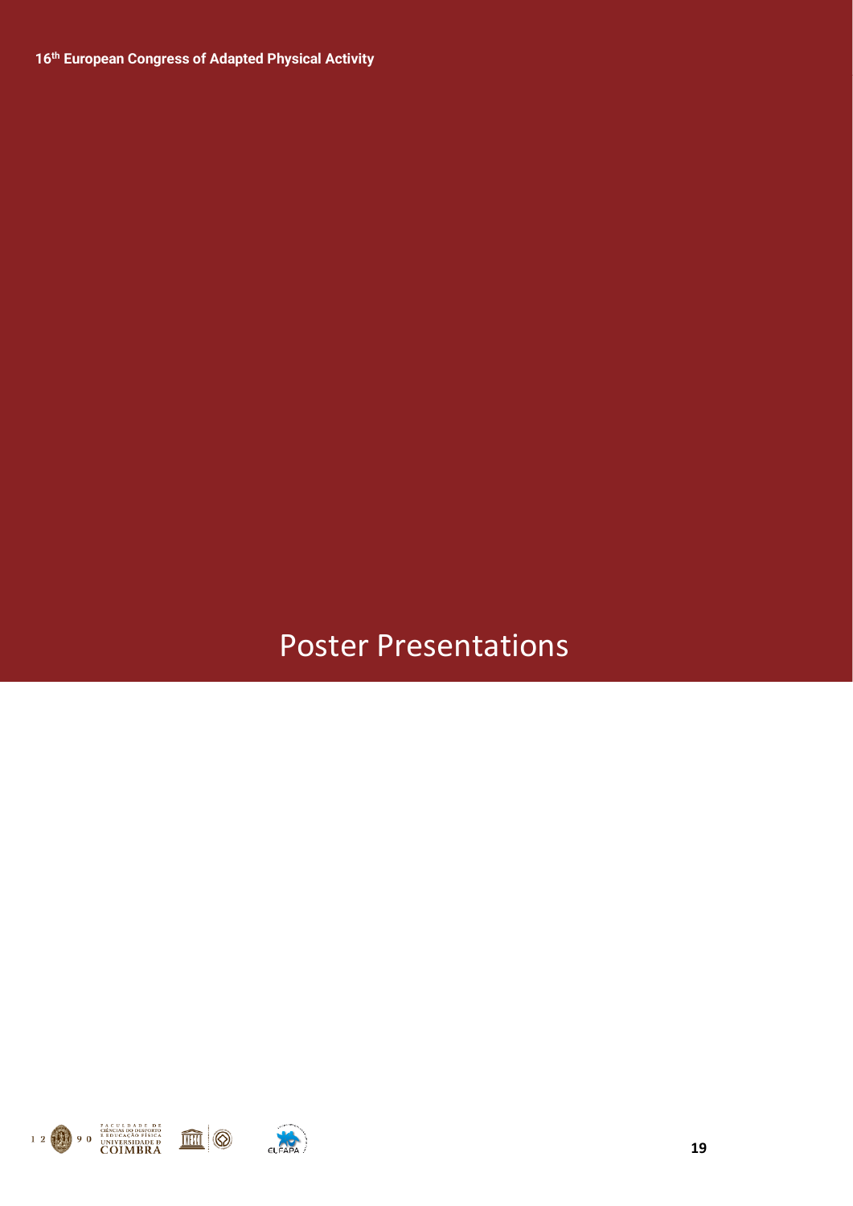# Poster Presentations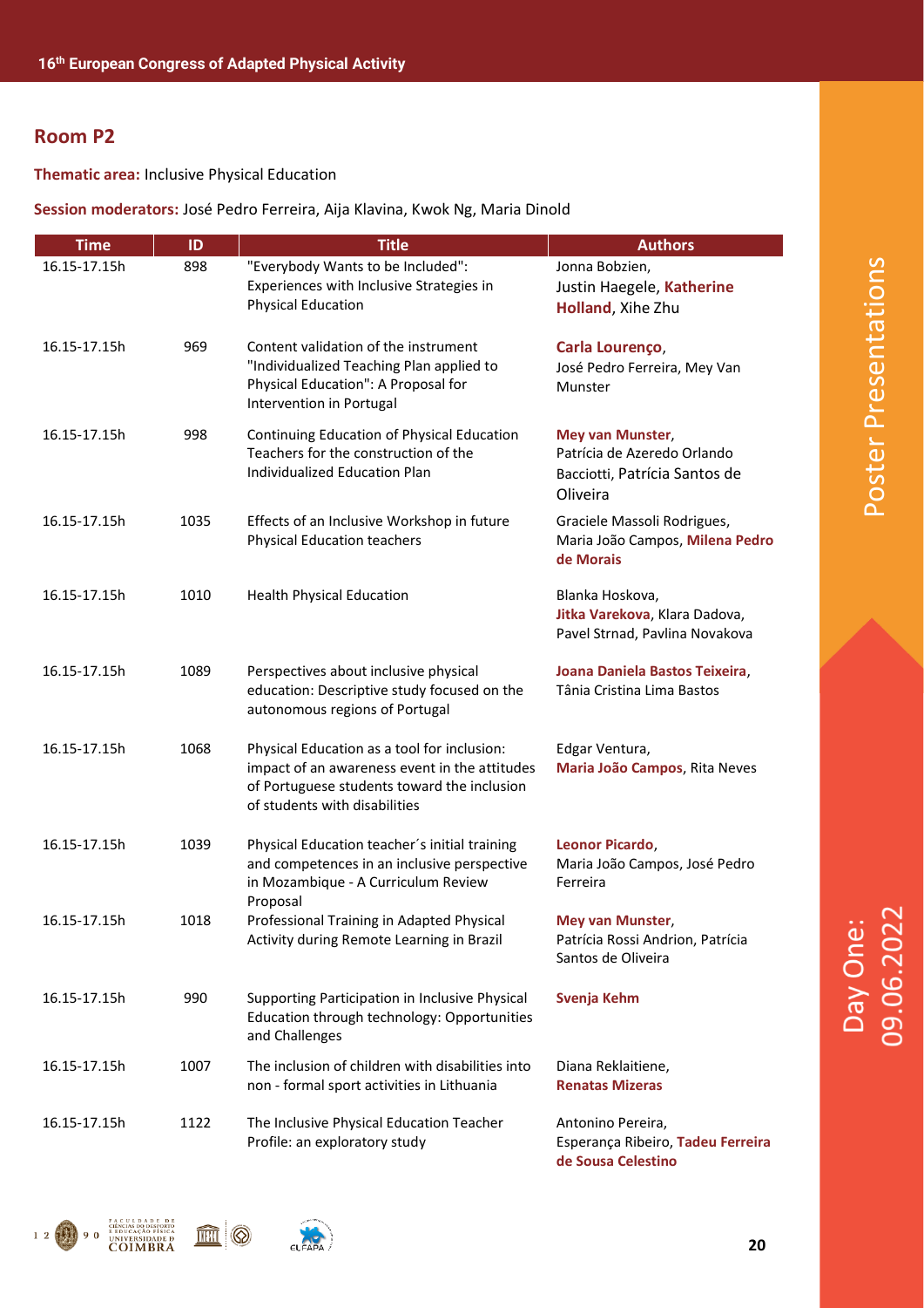## Room P2

**Thematic area:** Inclusive Physical Education

**Session moderators:** José Pedro Ferreira, Aija Klavina, Kwok Ng, Maria Dinold

| Time | ID | Title | Authors |
|---|---|---|---|
| 16.15-17.15h | 898 | "Everybody Wants to be Included": Experiences with Inclusive Strategies in Physical Education | Jonna Bobzien, Justin Haegele, **Katherine Holland**, Xihe Zhu |
| 16.15-17.15h | 969 | Content validation of the instrument "Individualized Teaching Plan applied to Physical Education": A Proposal for Intervention in Portugal | **Carla Lourenço**, José Pedro Ferreira, Mey Van Munster |
| 16.15-17.15h | 998 | Continuing Education of Physical Education Teachers for the construction of the Individualized Education Plan | **Mey van Munster**, Patrícia de Azeredo Orlando Bacciotti, Patrícia Santos de Oliveira |
| 16.15-17.15h | 1035 | Effects of an Inclusive Workshop in future Physical Education teachers | Graciele Massoli Rodrigues, Maria João Campos, **Milena Pedro de Morais** |
| 16.15-17.15h | 1010 | Health Physical Education | Blanka Hoskova, **Jitka Varekova**, Klara Dadova, Pavel Strnad, Pavlina Novakova |
| 16.15-17.15h | 1089 | Perspectives about inclusive physical education: Descriptive study focused on the autonomous regions of Portugal | **Joana Daniela Bastos Teixeira**, Tânia Cristina Lima Bastos |
| 16.15-17.15h | 1068 | Physical Education as a tool for inclusion: impact of an awareness event in the attitudes of Portuguese students toward the inclusion of students with disabilities | Edgar Ventura, **Maria João Campos**, Rita Neves |
| 16.15-17.15h | 1039 | Physical Education teacher´s initial training and competences in an inclusive perspective in Mozambique - A Curriculum Review Proposal | **Leonor Picardo**, Maria João Campos, José Pedro Ferreira |
| 16.15-17.15h | 1018 | Professional Training in Adapted Physical Activity during Remote Learning in Brazil | **Mey van Munster**, Patrícia Rossi Andrion, Patrícia Santos de Oliveira |
| 16.15-17.15h | 990 | Supporting Participation in Inclusive Physical Education through technology: Opportunities and Challenges | **Svenja Kehm** |
| 16.15-17.15h | 1007 | The inclusion of children with disabilities into non - formal sport activities in Lithuania | Diana Reklaitiene, **Renatas Mizeras** |
| 16.15-17.15h | 1122 | The Inclusive Physical Education Teacher Profile: an exploratory study | Antonino Pereira, Esperança Ribeiro, **Tadeu Ferreira de Sousa Celestino** |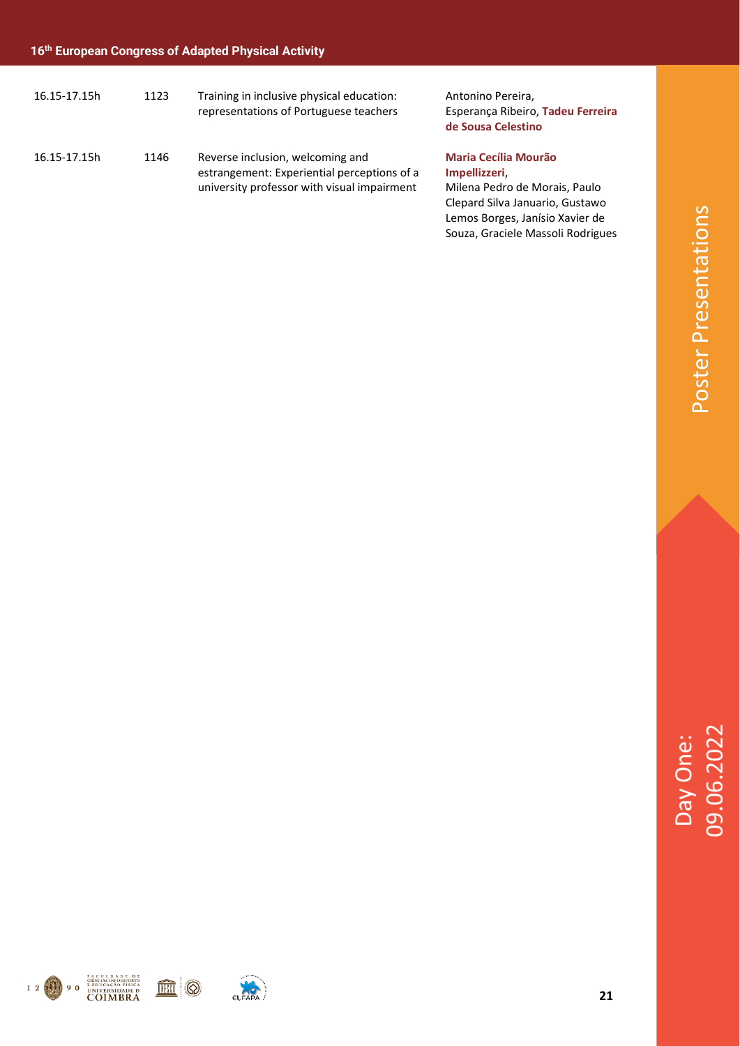| | | | |
|---|---|---|---|
| 16.15-17.15h | 1123 | Training in inclusive physical education: representations of Portuguese teachers | Antonino Pereira, Esperança Ribeiro, **Tadeu Ferreira de Sousa Celestino** |
| 16.15-17.15h | 1146 | Reverse inclusion, welcoming and estrangement: Experiential perceptions of a university professor with visual impairment | **Maria Cecília Mourão Impellizzeri**, Milena Pedro de Morais, Paulo Clepard Silva Januario, Gustawo Lemos Borges, Janísio Xavier de Souza, Graciele Massoli Rodrigues |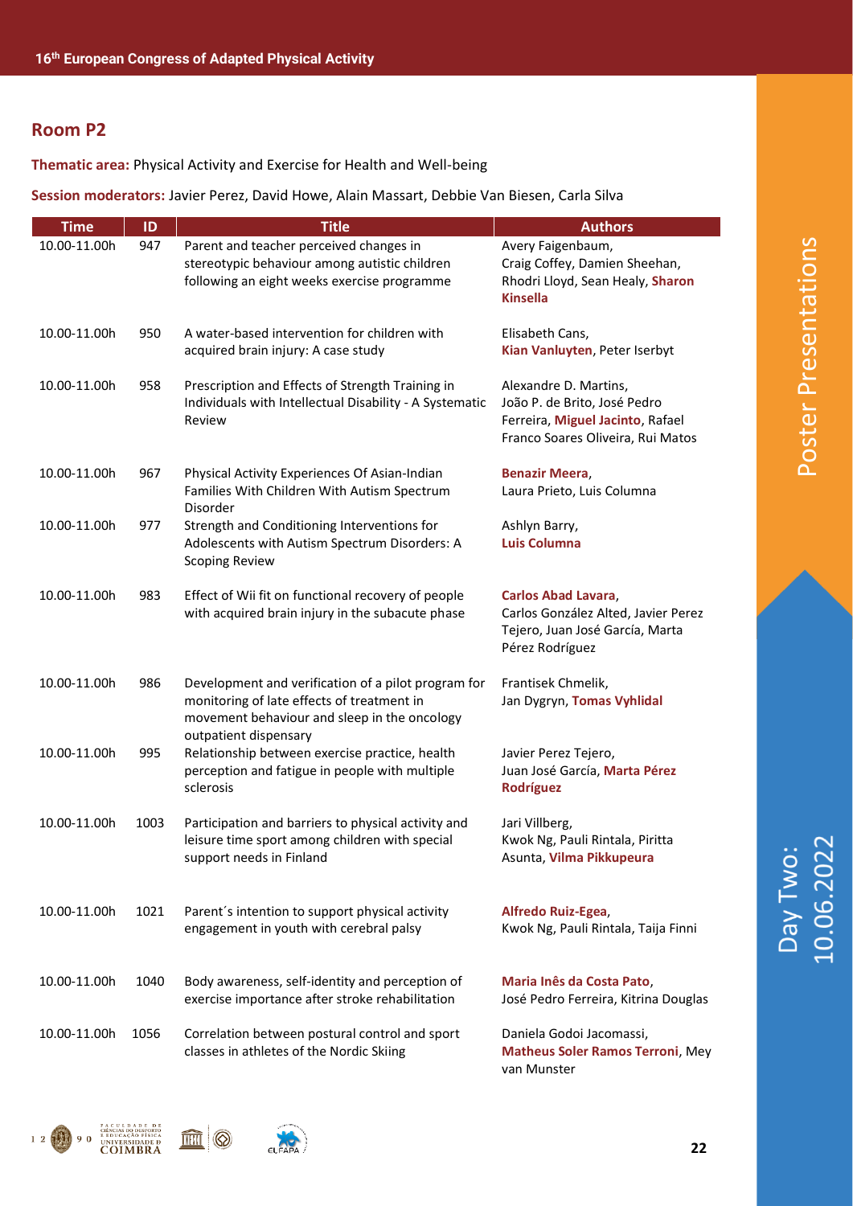## Room P2

**Thematic area:** Physical Activity and Exercise for Health and Well-being

**Session moderators:** Javier Perez, David Howe, Alain Massart, Debbie Van Biesen, Carla Silva

| Time | ID | Title | Authors |
|---|---|---|---|
| 10.00-11.00h | 947 | Parent and teacher perceived changes in stereotypic behaviour among autistic children following an eight weeks exercise programme | Avery Faigenbaum, Craig Coffey, Damien Sheehan, Rhodri Lloyd, Sean Healy, **Sharon Kinsella** |
| 10.00-11.00h | 950 | A water-based intervention for children with acquired brain injury: A case study | Elisabeth Cans, **Kian Vanluyten**, Peter Iserbyt |
| 10.00-11.00h | 958 | Prescription and Effects of Strength Training in Individuals with Intellectual Disability - A Systematic Review | Alexandre D. Martins, João P. de Brito, José Pedro Ferreira, **Miguel Jacinto**, Rafael Franco Soares Oliveira, Rui Matos |
| 10.00-11.00h | 967 | Physical Activity Experiences Of Asian-Indian Families With Children With Autism Spectrum Disorder | **Benazir Meera**, Laura Prieto, Luis Columna |
| 10.00-11.00h | 977 | Strength and Conditioning Interventions for Adolescents with Autism Spectrum Disorders: A Scoping Review | Ashlyn Barry, **Luis Columna** |
| 10.00-11.00h | 983 | Effect of Wii fit on functional recovery of people with acquired brain injury in the subacute phase | **Carlos Abad Lavara**, Carlos González Alted, Javier Perez Tejero, Juan José García, Marta Pérez Rodríguez |
| 10.00-11.00h | 986 | Development and verification of a pilot program for monitoring of late effects of treatment in movement behaviour and sleep in the oncology outpatient dispensary | Frantisek Chmelik, Jan Dygryn, **Tomas Vyhlidal** |
| 10.00-11.00h | 995 | Relationship between exercise practice, health perception and fatigue in people with multiple sclerosis | Javier Perez Tejero, Juan José García, **Marta Pérez Rodríguez** |
| 10.00-11.00h | 1003 | Participation and barriers to physical activity and leisure time sport among children with special support needs in Finland | Jari Villberg, Kwok Ng, Pauli Rintala, Piritta Asunta, **Vilma Pikkupeura** |
| 10.00-11.00h | 1021 | Parent´s intention to support physical activity engagement in youth with cerebral palsy | **Alfredo Ruiz-Egea**, Kwok Ng, Pauli Rintala, Taija Finni |
| 10.00-11.00h | 1040 | Body awareness, self-identity and perception of exercise importance after stroke rehabilitation | **Maria Inês da Costa Pato**, José Pedro Ferreira, Kitrina Douglas |
| 10.00-11.00h | 1056 | Correlation between postural control and sport classes in athletes of the Nordic Skiing | Daniela Godoi Jacomassi, **Matheus Soler Ramos Terroni**, Mey van Munster |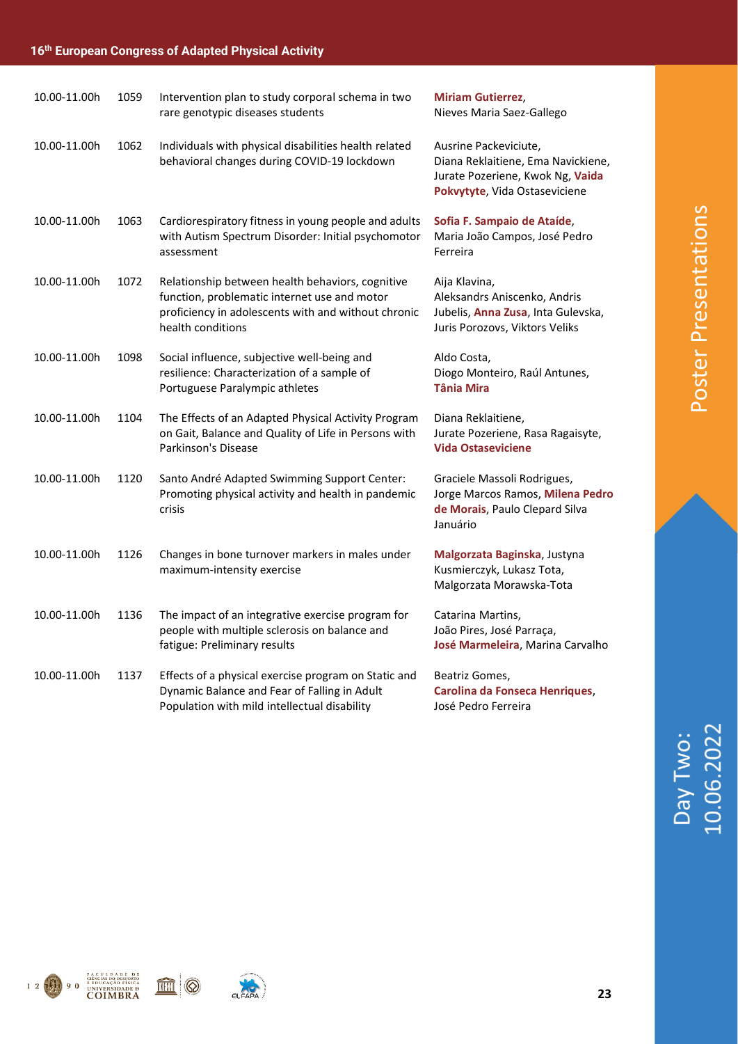| 10.00-11.00h | 1059 | Intervention plan to study corporal schema in two rare genotypic diseases students | **Miriam Gutierrez**, Nieves Maria Saez-Gallego |
|---|---|---|---|
| 10.00-11.00h | 1062 | Individuals with physical disabilities health related behavioral changes during COVID-19 lockdown | Ausrine Packeviciute, Diana Reklaitiene, Ema Navickiene, Jurate Pozeriene, Kwok Ng, **Vaida Pokvytyte**, Vida Ostaseviciene |
| 10.00-11.00h | 1063 | Cardiorespiratory fitness in young people and adults with Autism Spectrum Disorder: Initial psychomotor assessment | **Sofia F. Sampaio de Ataíde**, Maria João Campos, José Pedro Ferreira |
| 10.00-11.00h | 1072 | Relationship between health behaviors, cognitive function, problematic internet use and motor proficiency in adolescents with and without chronic health conditions | Aija Klavina, Aleksandrs Aniscenko, Andris Jubelis, **Anna Zusa**, Inta Gulevska, Juris Porozovs, Viktors Veliks |
| 10.00-11.00h | 1098 | Social influence, subjective well-being and resilience: Characterization of a sample of Portuguese Paralympic athletes | Aldo Costa, Diogo Monteiro, Raúl Antunes, **Tânia Mira** |
| 10.00-11.00h | 1104 | The Effects of an Adapted Physical Activity Program on Gait, Balance and Quality of Life in Persons with Parkinson's Disease | Diana Reklaitiene, Jurate Pozeriene, Rasa Ragaisyte, **Vida Ostaseviciene** |
| 10.00-11.00h | 1120 | Santo André Adapted Swimming Support Center: Promoting physical activity and health in pandemic crisis | Graciele Massoli Rodrigues, Jorge Marcos Ramos, **Milena Pedro de Morais**, Paulo Clepard Silva Januário |
| 10.00-11.00h | 1126 | Changes in bone turnover markers in males under maximum-intensity exercise | **Malgorzata Baginska**, Justyna Kusmierczyk, Lukasz Tota, Malgorzata Morawska-Tota |
| 10.00-11.00h | 1136 | The impact of an integrative exercise program for people with multiple sclerosis on balance and fatigue: Preliminary results | Catarina Martins, João Pires, José Parraça, **José Marmeleira**, Marina Carvalho |
| 10.00-11.00h | 1137 | Effects of a physical exercise program on Static and Dynamic Balance and Fear of Falling in Adult Population with mild intellectual disability | Beatriz Gomes, **Carolina da Fonseca Henriques**, José Pedro Ferreira |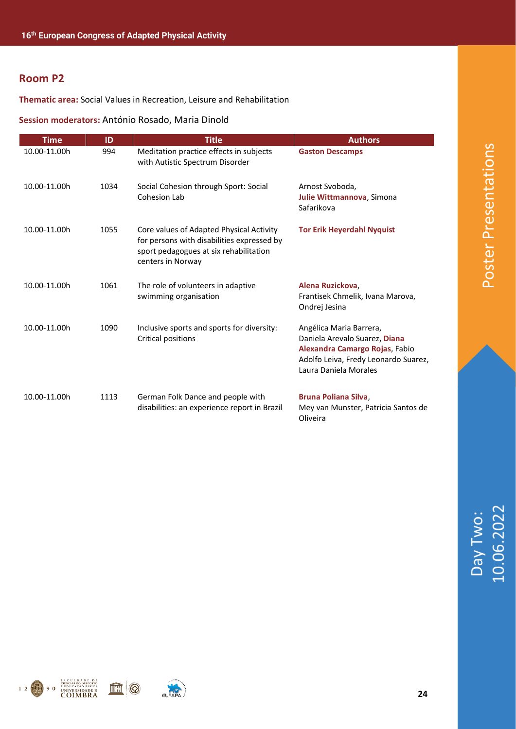## Room P2

**Thematic area:** Social Values in Recreation, Leisure and Rehabilitation

**Session moderators:** António Rosado, Maria Dinold

| Time | ID | Title | Authors |
|---|---|---|---|
| 10.00-11.00h | 994 | Meditation practice effects in subjects with Autistic Spectrum Disorder | **Gaston Descamps** |
| 10.00-11.00h | 1034 | Social Cohesion through Sport: Social Cohesion Lab | Arnost Svoboda, **Julie Wittmannova**, Simona Safarikova |
| 10.00-11.00h | 1055 | Core values of Adapted Physical Activity for persons with disabilities expressed by sport pedagogues at six rehabilitation centers in Norway | **Tor Erik Heyerdahl Nyquist** |
| 10.00-11.00h | 1061 | The role of volunteers in adaptive swimming organisation | **Alena Ruzickova**, Frantisek Chmelik, Ivana Marova, Ondrej Jesina |
| 10.00-11.00h | 1090 | Inclusive sports and sports for diversity: Critical positions | Angélica Maria Barrera, Daniela Arevalo Suarez, **Diana Alexandra Camargo Rojas**, Fabio Adolfo Leiva, Fredy Leonardo Suarez, Laura Daniela Morales |
| 10.00-11.00h | 1113 | German Folk Dance and people with disabilities: an experience report in Brazil | **Bruna Poliana Silva**, Mey van Munster, Patricia Santos de Oliveira |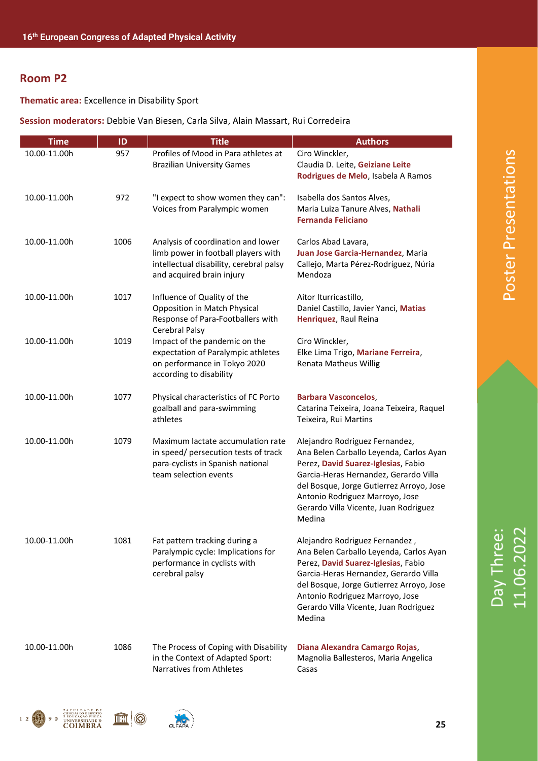## Room P2

**Thematic area:** Excellence in Disability Sport

**Session moderators:** Debbie Van Biesen, Carla Silva, Alain Massart, Rui Corredeira

| Time | ID | Title | Authors |
|---|---|---|---|
| 10.00-11.00h | 957 | Profiles of Mood in Para athletes at Brazilian University Games | Ciro Winckler, Claudia D. Leite, **Geiziane Leite Rodrigues de Melo**, Isabela A Ramos |
| 10.00-11.00h | 972 | "I expect to show women they can": Voices from Paralympic women | Isabella dos Santos Alves, Maria Luiza Tanure Alves, **Nathali Fernanda Feliciano** |
| 10.00-11.00h | 1006 | Analysis of coordination and lower limb power in football players with intellectual disability, cerebral palsy and acquired brain injury | Carlos Abad Lavara, **Juan Jose Garcia-Hernandez**, Maria Callejo, Marta Pérez-Rodríguez, Núria Mendoza |
| 10.00-11.00h | 1017 | Influence of Quality of the Opposition in Match Physical Response of Para-Footballers with Cerebral Palsy | Aitor Iturricastillo, Daniel Castillo, Javier Yanci, **Matias Henriquez**, Raul Reina |
| 10.00-11.00h | 1019 | Impact of the pandemic on the expectation of Paralympic athletes on performance in Tokyo 2020 according to disability | Ciro Winckler, Elke Lima Trigo, **Mariane Ferreira**, Renata Matheus Willig |
| 10.00-11.00h | 1077 | Physical characteristics of FC Porto goalball and para-swimming athletes | **Barbara Vasconcelos**, Catarina Teixeira, Joana Teixeira, Raquel Teixeira, Rui Martins |
| 10.00-11.00h | 1079 | Maximum lactate accumulation rate in speed/ persecution tests of track para-cyclists in Spanish national team selection events | Alejandro Rodriguez Fernandez, Ana Belen Carballo Leyenda, Carlos Ayan Perez, **David Suarez-Iglesias**, Fabio Garcia-Heras Hernandez, Gerardo Villa del Bosque, Jorge Gutierrez Arroyo, Jose Antonio Rodriguez Marroyo, Jose Gerardo Villa Vicente, Juan Rodriguez Medina |
| 10.00-11.00h | 1081 | Fat pattern tracking during a Paralympic cycle: Implications for performance in cyclists with cerebral palsy | Alejandro Rodriguez Fernandez , Ana Belen Carballo Leyenda, Carlos Ayan Perez, **David Suarez-Iglesias**, Fabio Garcia-Heras Hernandez, Gerardo Villa del Bosque, Jorge Gutierrez Arroyo, Jose Antonio Rodriguez Marroyo, Jose Gerardo Villa Vicente, Juan Rodriguez Medina |
| 10.00-11.00h | 1086 | The Process of Coping with Disability in the Context of Adapted Sport: Narratives from Athletes | **Diana Alexandra Camargo Rojas**, Magnolia Ballesteros, Maria Angelica Casas |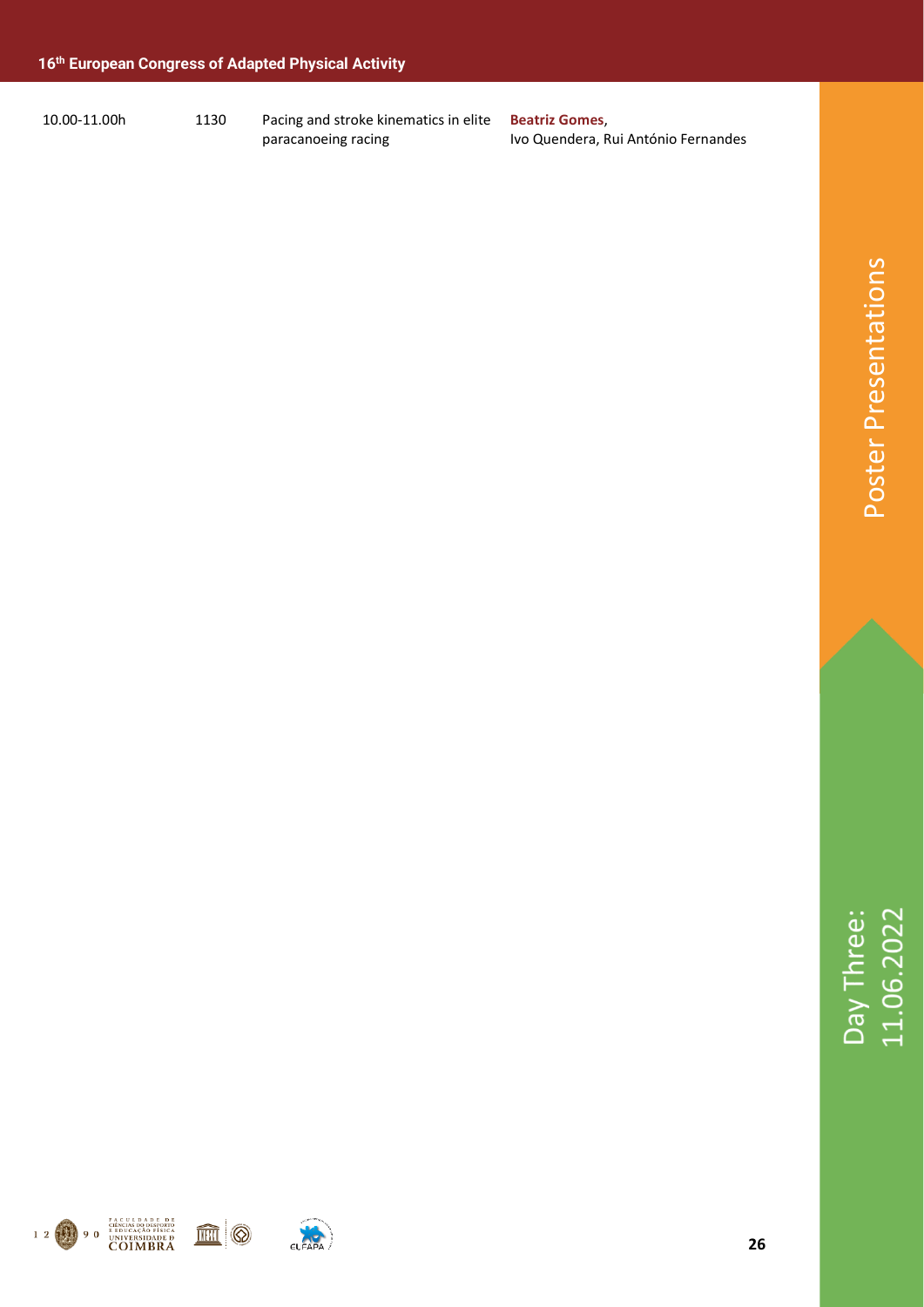| | | | |
|---|---|---|---|
| 10.00-11.00h | 1130 | Pacing and stroke kinematics in elite paracanoeing racing | **Beatriz Gomes**, Ivo Quendera, Rui António Fernandes |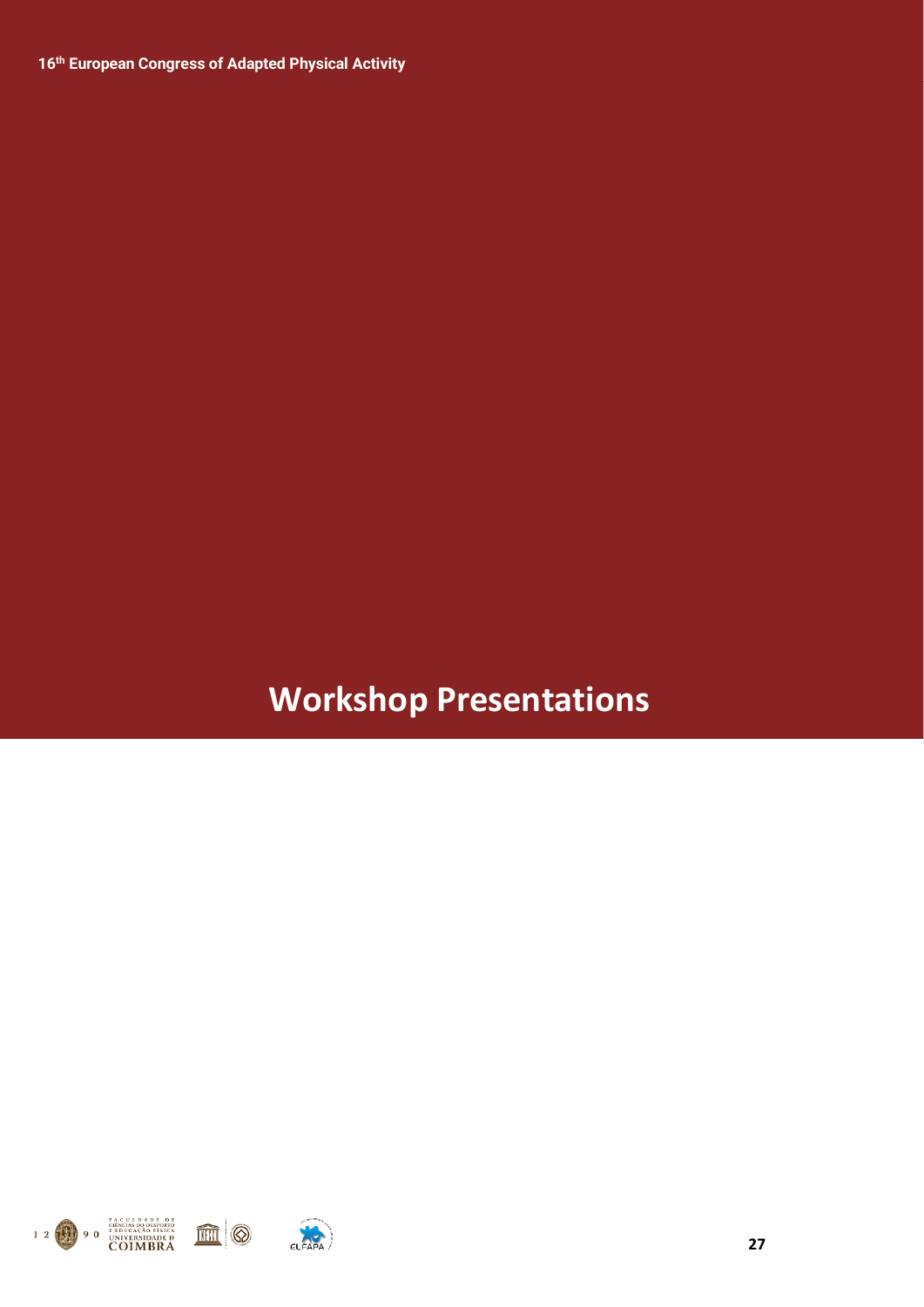# Workshop Presentations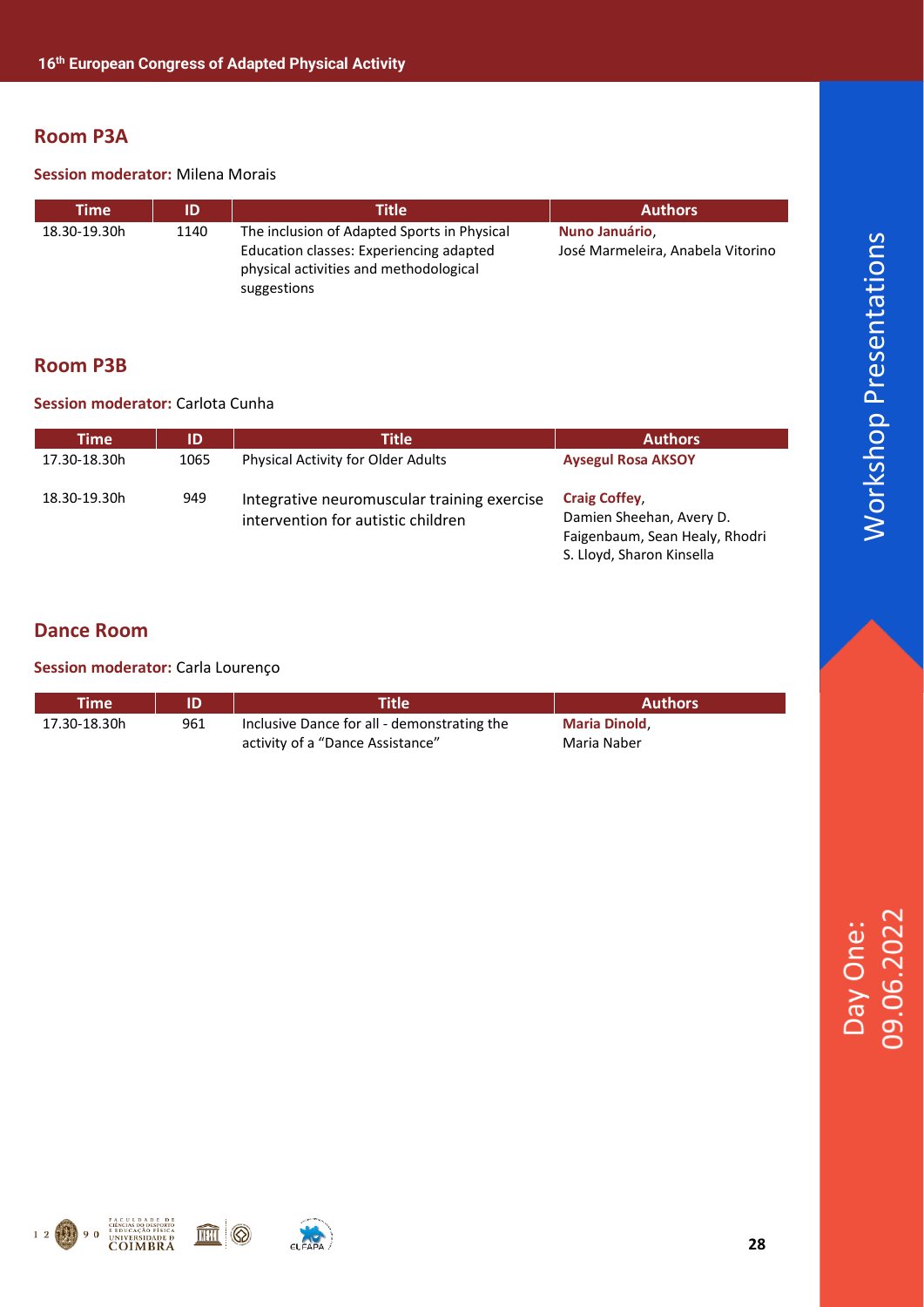## Room P3A

**Session moderator:** Milena Morais

| Time | ID | Title | Authors |
|---|---|---|---|
| 18.30-19.30h | 1140 | The inclusion of Adapted Sports in Physical Education classes: Experiencing adapted physical activities and methodological suggestions | **Nuno Januário**, José Marmeleira, Anabela Vitorino |

## Room P3B

**Session moderator:** Carlota Cunha

| Time | ID | Title | Authors |
|---|---|---|---|
| 17.30-18.30h | 1065 | Physical Activity for Older Adults | **Aysegul Rosa AKSOY** |
| 18.30-19.30h | 949 | Integrative neuromuscular training exercise intervention for autistic children | **Craig Coffey**, Damien Sheehan, Avery D. Faigenbaum, Sean Healy, Rhodri S. Lloyd, Sharon Kinsella |

## Dance Room

**Session moderator:** Carla Lourenço

| Time | ID | Title | Authors |
|---|---|---|---|
| 17.30-18.30h | 961 | Inclusive Dance for all - demonstrating the activity of a "Dance Assistance" | **Maria Dinold**, Maria Naber |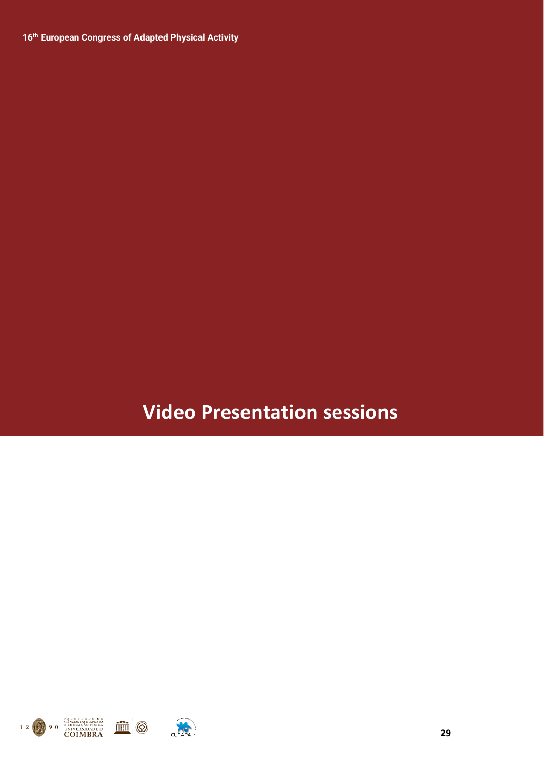# Video Presentation sessions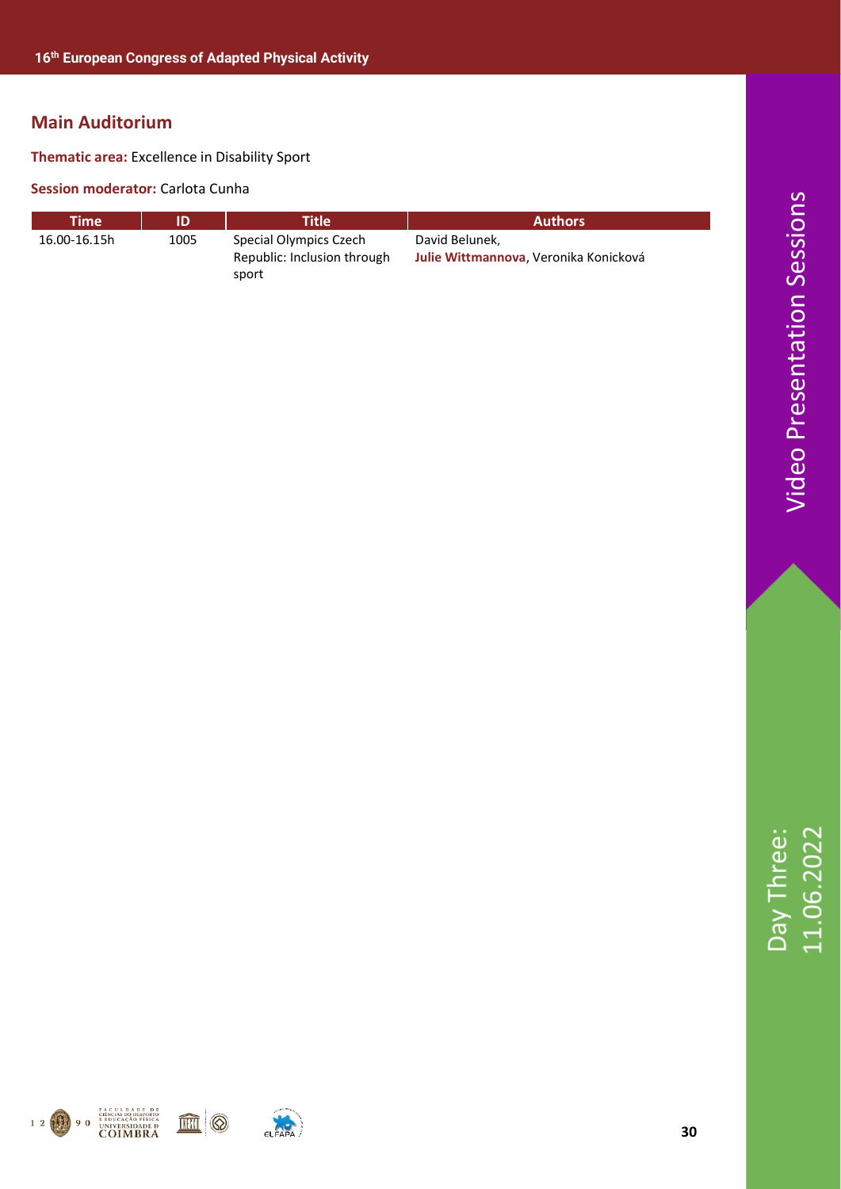## Main Auditorium

**Thematic area:** Excellence in Disability Sport

**Session moderator:** Carlota Cunha

| Time | ID | Title | Authors |
|---|---|---|---|
| 16.00-16.15h | 1005 | Special Olympics Czech Republic: Inclusion through sport | David Belunek, **Julie Wittmannova**, Veronika Konicková |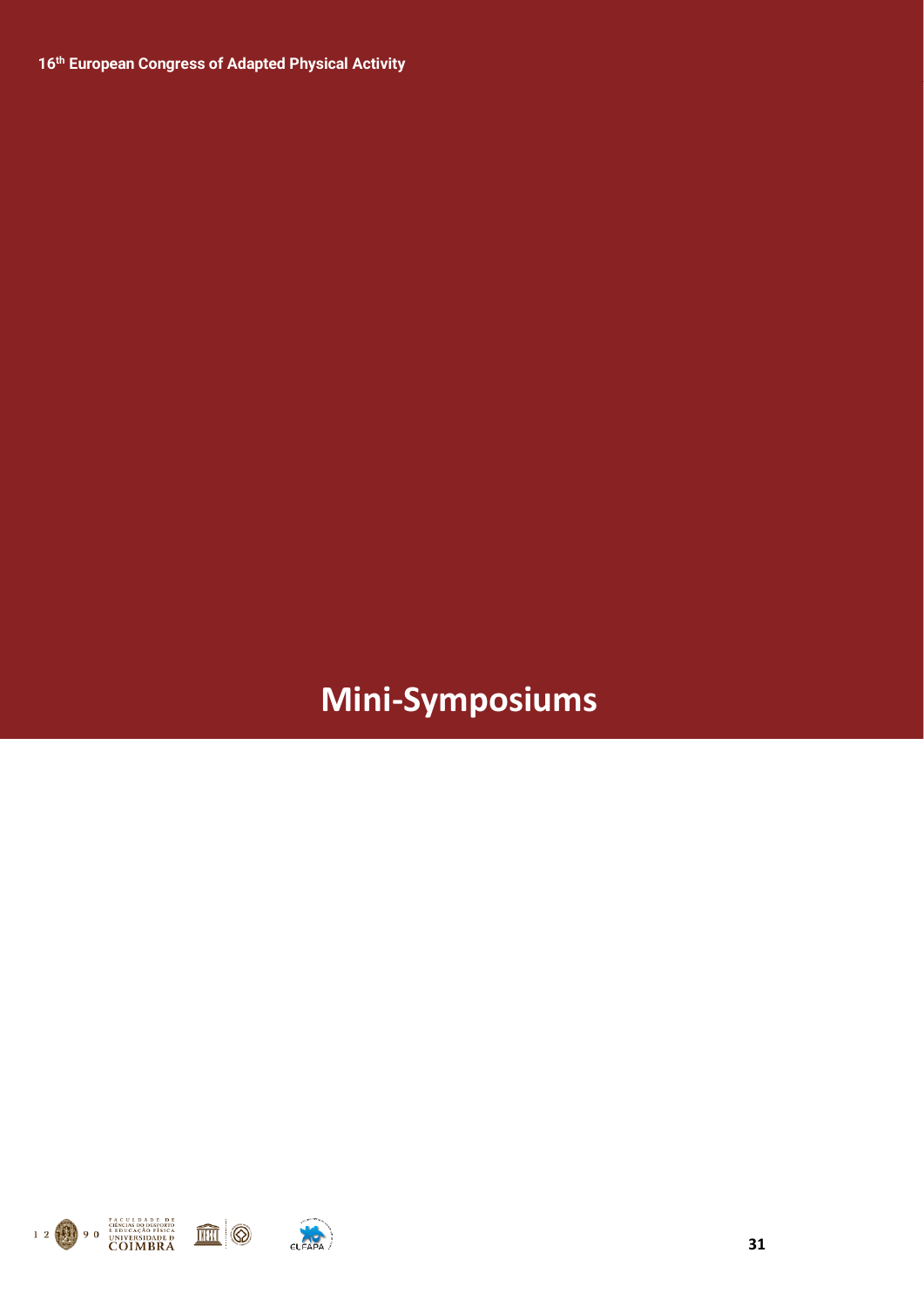# Mini-Symposiums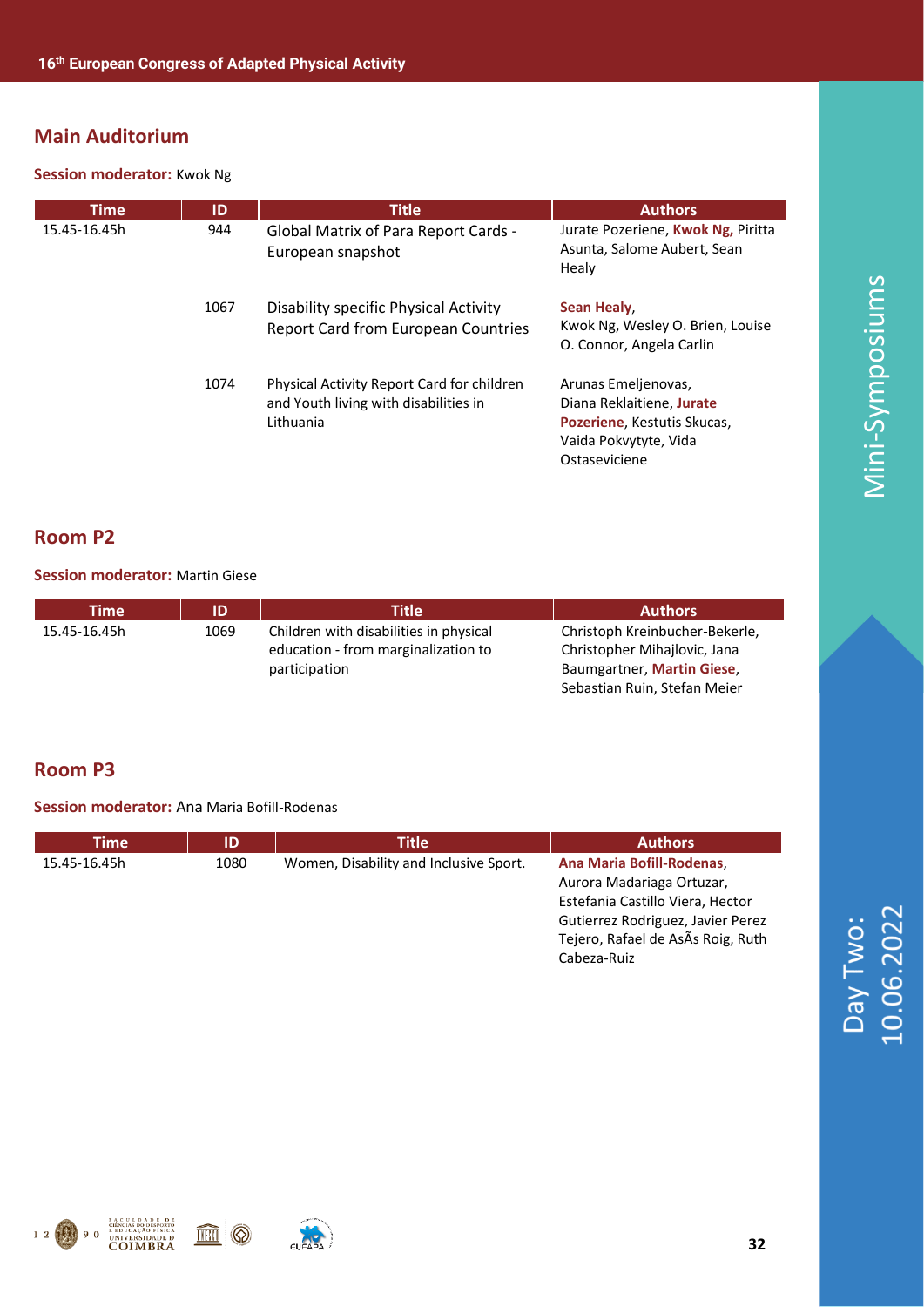## Main Auditorium

**Session moderator:** Kwok Ng

| Time | ID | Title | Authors |
|---|---|---|---|
| 15.45-16.45h | 944 | Global Matrix of Para Report Cards - European snapshot | Jurate Pozeriene, **Kwok Ng**, Piritta Asunta, Salome Aubert, Sean Healy |
| | 1067 | Disability specific Physical Activity Report Card from European Countries | **Sean Healy**, Kwok Ng, Wesley O. Brien, Louise O. Connor, Angela Carlin |
| | 1074 | Physical Activity Report Card for children and Youth living with disabilities in Lithuania | Arunas Emeljenovas, Diana Reklaitiene, **Jurate Pozeriene**, Kestutis Skucas, Vaida Pokvytyte, Vida Ostaseviciene |

## Room P2

**Session moderator:** Martin Giese

| Time | ID | Title | Authors |
|---|---|---|---|
| 15.45-16.45h | 1069 | Children with disabilities in physical education - from marginalization to participation | Christoph Kreinbucher-Bekerle, Christopher Mihajlovic, Jana Baumgartner, **Martin Giese**, Sebastian Ruin, Stefan Meier |

## Room P3

**Session moderator:** Ana Maria Bofill-Rodenas

| Time | ID | Title | Authors |
|---|---|---|---|
| 15.45-16.45h | 1080 | Women, Disability and Inclusive Sport. | **Ana Maria Bofill-Rodenas**, Aurora Madariaga Ortuzar, Estefania Castillo Viera, Hector Gutierrez Rodriguez, Javier Perez Tejero, Rafael de AsÃs Roig, Ruth Cabeza-Ruiz |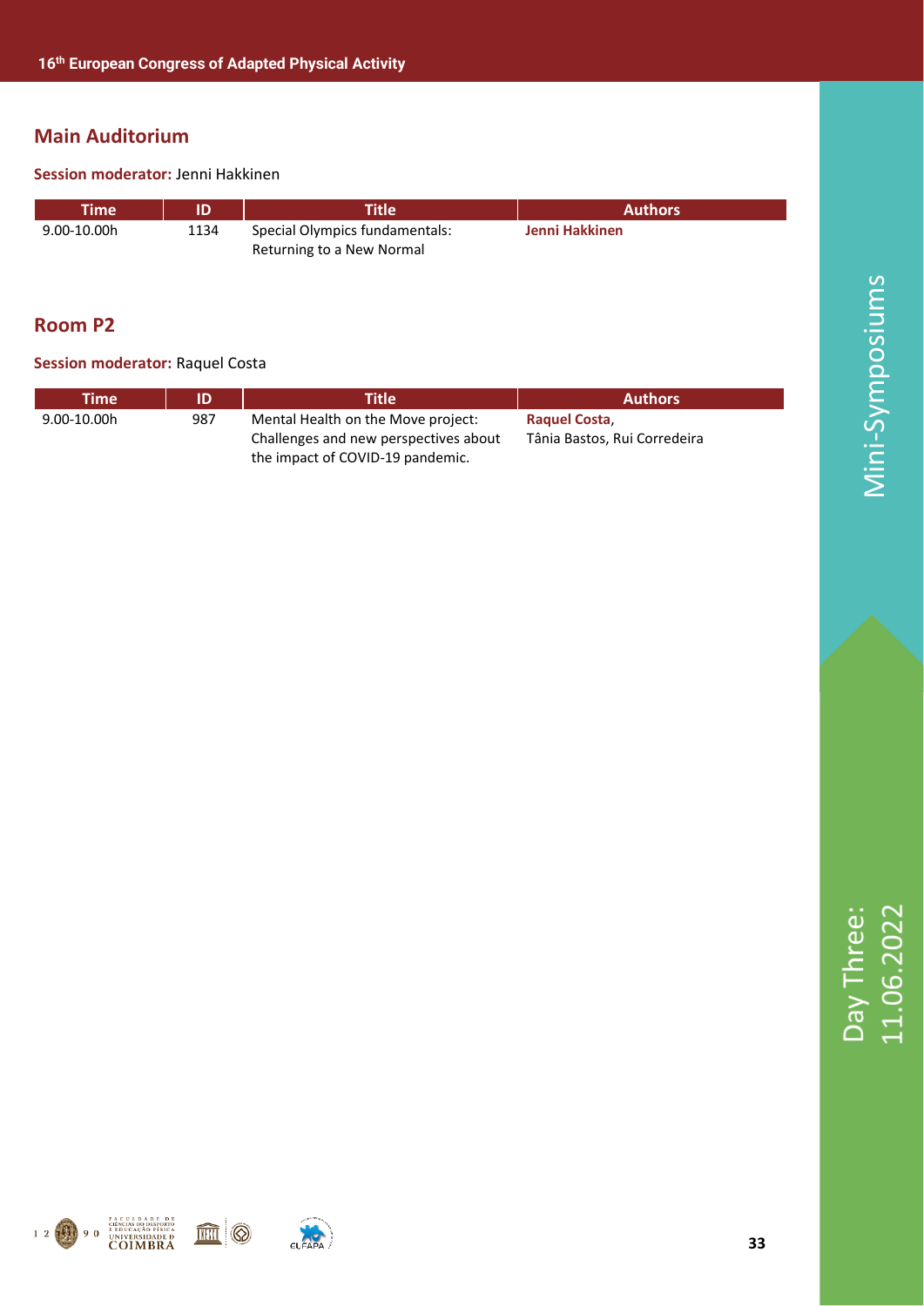## Main Auditorium

**Session moderator:** Jenni Hakkinen

| Time | ID | Title | Authors |
|---|---|---|---|
| 9.00-10.00h | 1134 | Special Olympics fundamentals: Returning to a New Normal | **Jenni Hakkinen** |

## Room P2

**Session moderator:** Raquel Costa

| Time | ID | Title | Authors |
|---|---|---|---|
| 9.00-10.00h | 987 | Mental Health on the Move project: Challenges and new perspectives about the impact of COVID-19 pandemic. | **Raquel Costa**, Tânia Bastos, Rui Corredeira |

Mini-Symposiums

Day Three: 11.06.2022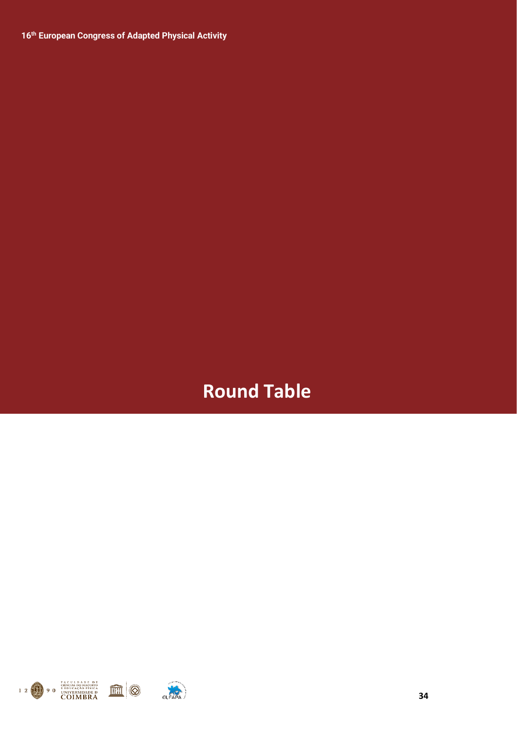# Round Table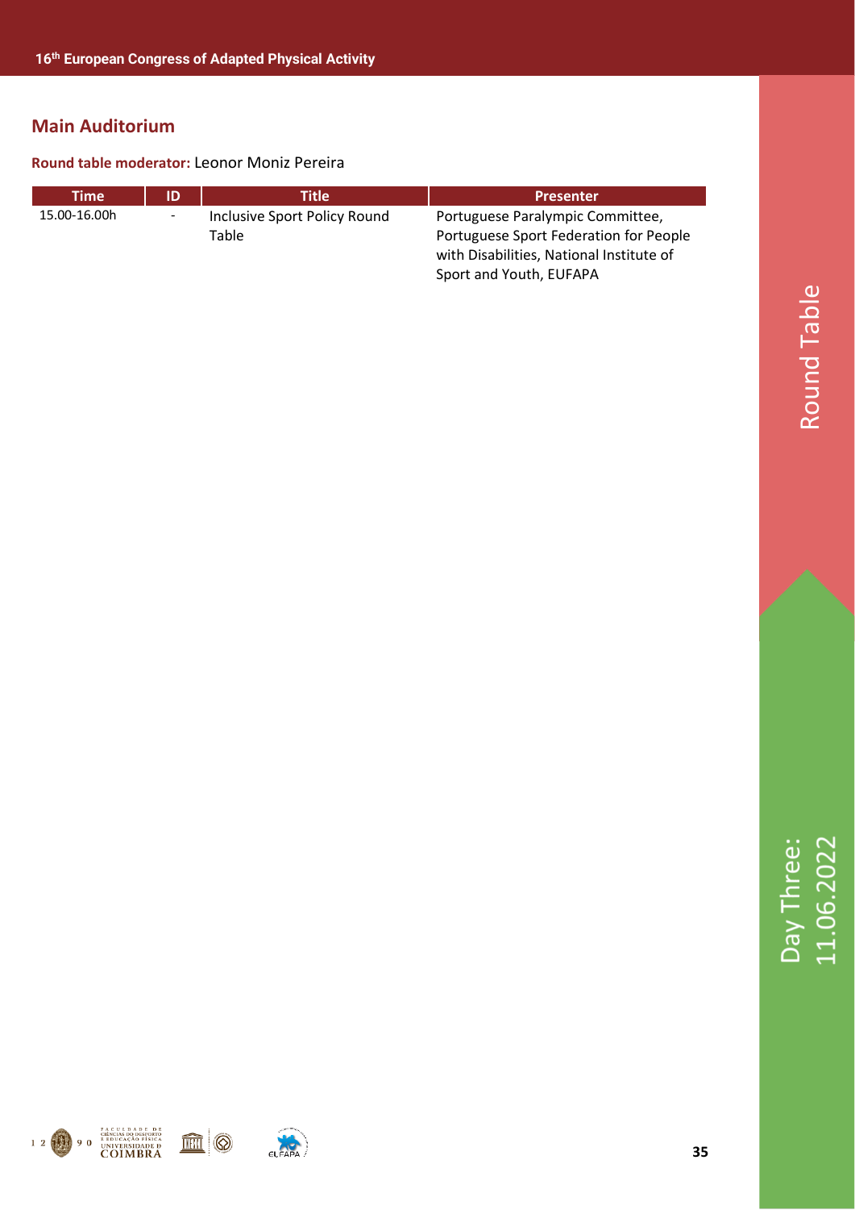## Main Auditorium

**Round table moderator:** Leonor Moniz Pereira

| Time | ID | Title | Presenter |
|---|---|---|---|
| 15.00-16.00h | - | Inclusive Sport Policy Round Table | Portuguese Paralympic Committee, Portuguese Sport Federation for People with Disabilities, National Institute of Sport and Youth, EUFAPA |